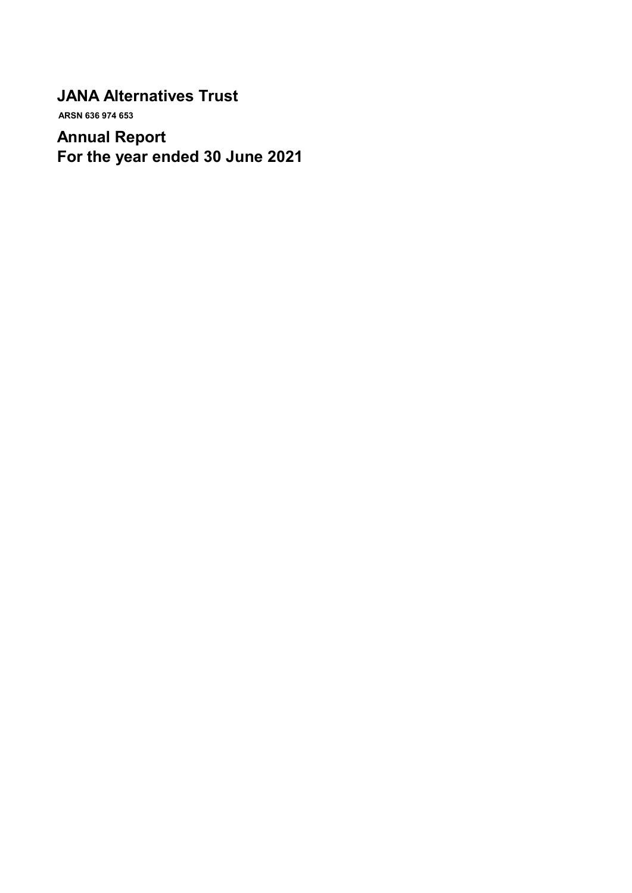# JANA Alternatives Trust

**ARSN 636 974 653**

# Annual Report
# For the year ended 30 June 2021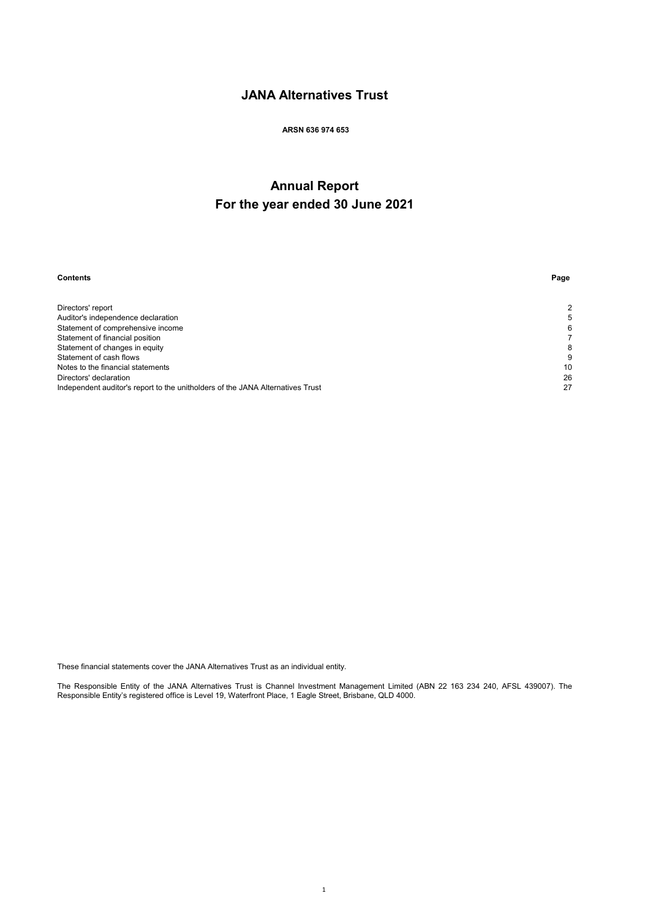# JANA Alternatives Trust

**ARSN 636 974 653**

# Annual Report
# For the year ended 30 June 2021

| Contents | Page |
|---|---|
| Directors' report | 2 |
| Auditor's independence declaration | 5 |
| Statement of comprehensive income | 6 |
| Statement of financial position | 7 |
| Statement of changes in equity | 8 |
| Statement of cash flows | 9 |
| Notes to the financial statements | 10 |
| Directors' declaration | 26 |
| Independent auditor's report to the unitholders of the JANA Alternatives Trust | 27 |

These financial statements cover the JANA Alternatives Trust as an individual entity.

The Responsible Entity of the JANA Alternatives Trust is Channel Investment Management Limited (ABN 22 163 234 240, AFSL 439007). The Responsible Entity's registered office is Level 19, Waterfront Place, 1 Eagle Street, Brisbane, QLD 4000.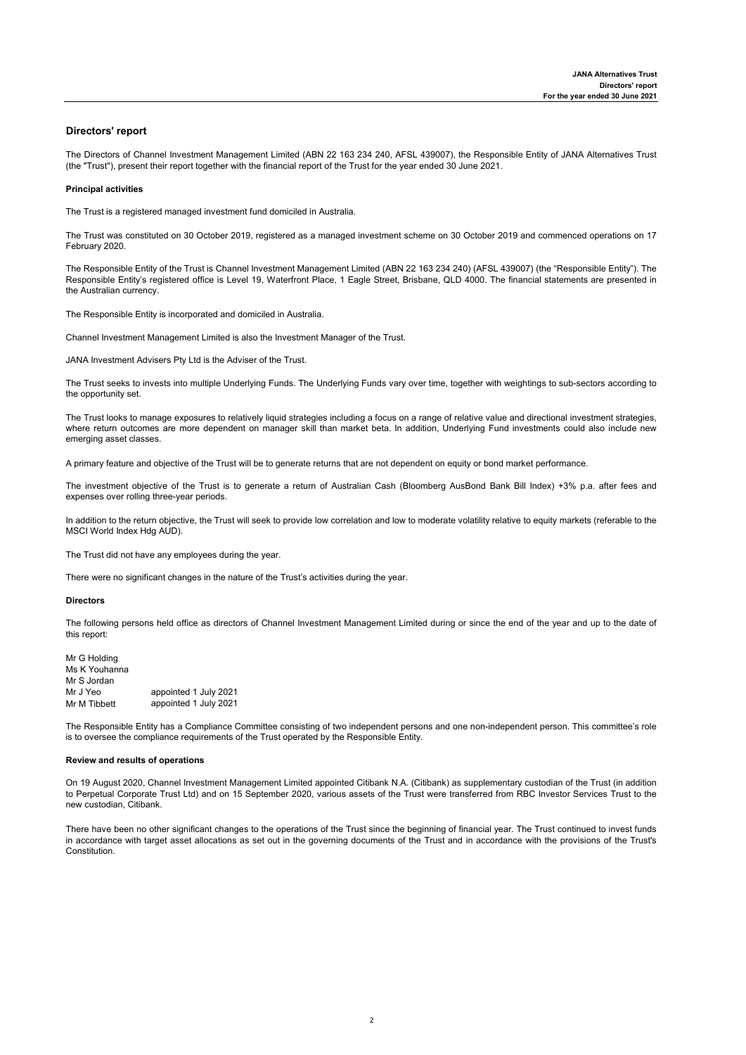## Directors' report

The Directors of Channel Investment Management Limited (ABN 22 163 234 240, AFSL 439007), the Responsible Entity of JANA Alternatives Trust (the "Trust"), present their report together with the financial report of the Trust for the year ended 30 June 2021.

### Principal activities

The Trust is a registered managed investment fund domiciled in Australia.

The Trust was constituted on 30 October 2019, registered as a managed investment scheme on 30 October 2019 and commenced operations on 17 February 2020.

The Responsible Entity of the Trust is Channel Investment Management Limited (ABN 22 163 234 240) (AFSL 439007) (the "Responsible Entity"). The Responsible Entity's registered office is Level 19, Waterfront Place, 1 Eagle Street, Brisbane, QLD 4000. The financial statements are presented in the Australian currency.

The Responsible Entity is incorporated and domiciled in Australia.

Channel Investment Management Limited is also the Investment Manager of the Trust.

JANA Investment Advisers Pty Ltd is the Adviser of the Trust.

The Trust seeks to invests into multiple Underlying Funds. The Underlying Funds vary over time, together with weightings to sub-sectors according to the opportunity set.

The Trust looks to manage exposures to relatively liquid strategies including a focus on a range of relative value and directional investment strategies, where return outcomes are more dependent on manager skill than market beta. In addition, Underlying Fund investments could also include new emerging asset classes.

A primary feature and objective of the Trust will be to generate returns that are not dependent on equity or bond market performance.

The investment objective of the Trust is to generate a return of Australian Cash (Bloomberg AusBond Bank Bill Index) +3% p.a. after fees and expenses over rolling three-year periods.

In addition to the return objective, the Trust will seek to provide low correlation and low to moderate volatility relative to equity markets (referable to the MSCI World Index Hdg AUD).

The Trust did not have any employees during the year.

There were no significant changes in the nature of the Trust's activities during the year.

### Directors

The following persons held office as directors of Channel Investment Management Limited during or since the end of the year and up to the date of this report:

| | |
|---|---|
| Mr G Holding | |
| Ms K Youhanna | |
| Mr S Jordan | |
| Mr J Yeo | appointed 1 July 2021 |
| Mr M Tibbett | appointed 1 July 2021 |

The Responsible Entity has a Compliance Committee consisting of two independent persons and one non-independent person. This committee's role is to oversee the compliance requirements of the Trust operated by the Responsible Entity.

### Review and results of operations

On 19 August 2020, Channel Investment Management Limited appointed Citibank N.A. (Citibank) as supplementary custodian of the Trust (in addition to Perpetual Corporate Trust Ltd) and on 15 September 2020, various assets of the Trust were transferred from RBC Investor Services Trust to the new custodian, Citibank.

There have been no other significant changes to the operations of the Trust since the beginning of financial year. The Trust continued to invest funds in accordance with target asset allocations as set out in the governing documents of the Trust and in accordance with the provisions of the Trust's Constitution.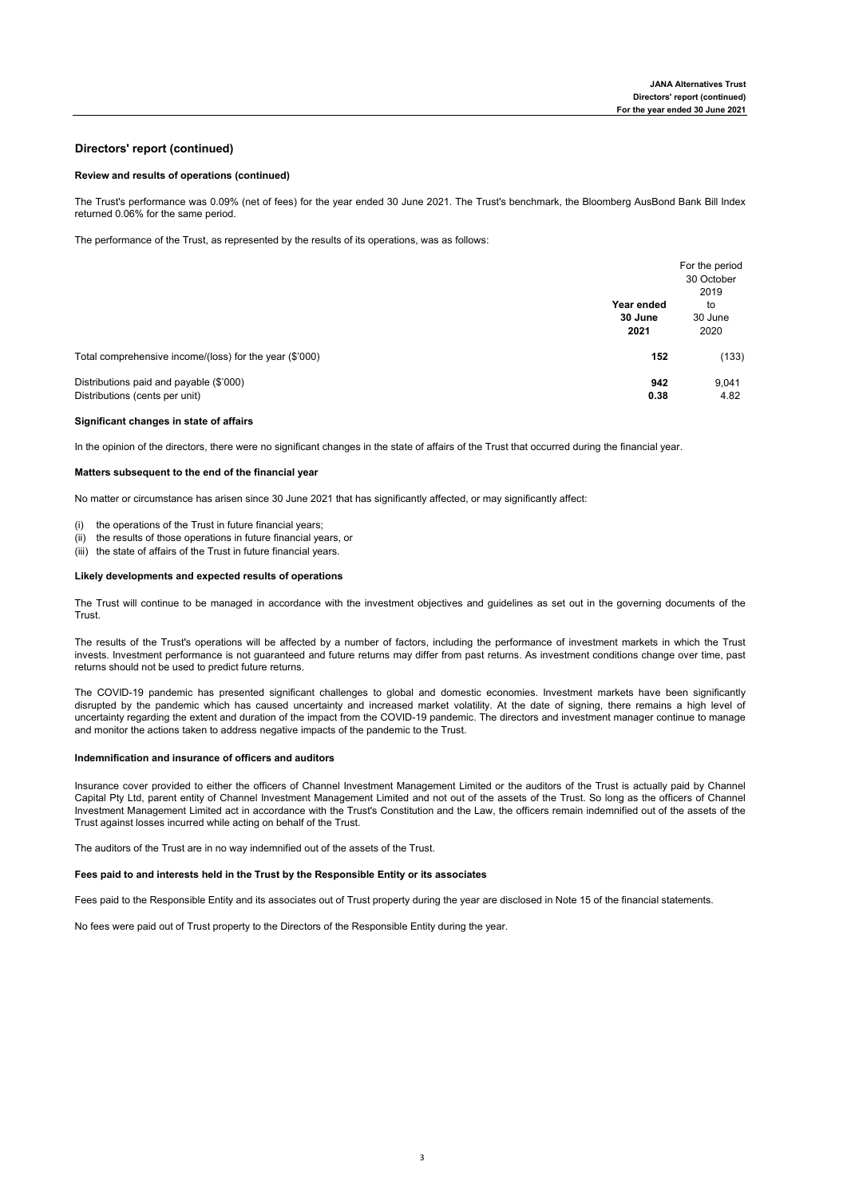## Directors' report (continued)

### Review and results of operations (continued)

The Trust's performance was 0.09% (net of fees) for the year ended 30 June 2021. The Trust's benchmark, the Bloomberg AusBond Bank Bill Index returned 0.06% for the same period.

The performance of the Trust, as represented by the results of its operations, was as follows:

| | Year ended 30 June 2021 | For the period 30 October 2019 to 30 June 2020 |
|---|---|---|
| Total comprehensive income/(loss) for the year ($'000) | **152** | (133) |
| Distributions paid and payable ($'000) | **942** | 9,041 |
| Distributions (cents per unit) | **0.38** | 4.82 |

### Significant changes in state of affairs

In the opinion of the directors, there were no significant changes in the state of affairs of the Trust that occurred during the financial year.

### Matters subsequent to the end of the financial year

No matter or circumstance has arisen since 30 June 2021 that has significantly affected, or may significantly affect:

(i) the operations of the Trust in future financial years;
(ii) the results of those operations in future financial years, or
(iii) the state of affairs of the Trust in future financial years.

### Likely developments and expected results of operations

The Trust will continue to be managed in accordance with the investment objectives and guidelines as set out in the governing documents of the Trust.

The results of the Trust's operations will be affected by a number of factors, including the performance of investment markets in which the Trust invests. Investment performance is not guaranteed and future returns may differ from past returns. As investment conditions change over time, past returns should not be used to predict future returns.

The COVID-19 pandemic has presented significant challenges to global and domestic economies. Investment markets have been significantly disrupted by the pandemic which has caused uncertainty and increased market volatility. At the date of signing, there remains a high level of uncertainty regarding the extent and duration of the impact from the COVID-19 pandemic. The directors and investment manager continue to manage and monitor the actions taken to address negative impacts of the pandemic to the Trust.

### Indemnification and insurance of officers and auditors

Insurance cover provided to either the officers of Channel Investment Management Limited or the auditors of the Trust is actually paid by Channel Capital Pty Ltd, parent entity of Channel Investment Management Limited and not out of the assets of the Trust. So long as the officers of Channel Investment Management Limited act in accordance with the Trust's Constitution and the Law, the officers remain indemnified out of the assets of the Trust against losses incurred while acting on behalf of the Trust.

The auditors of the Trust are in no way indemnified out of the assets of the Trust.

### Fees paid to and interests held in the Trust by the Responsible Entity or its associates

Fees paid to the Responsible Entity and its associates out of Trust property during the year are disclosed in Note 15 of the financial statements.

No fees were paid out of Trust property to the Directors of the Responsible Entity during the year.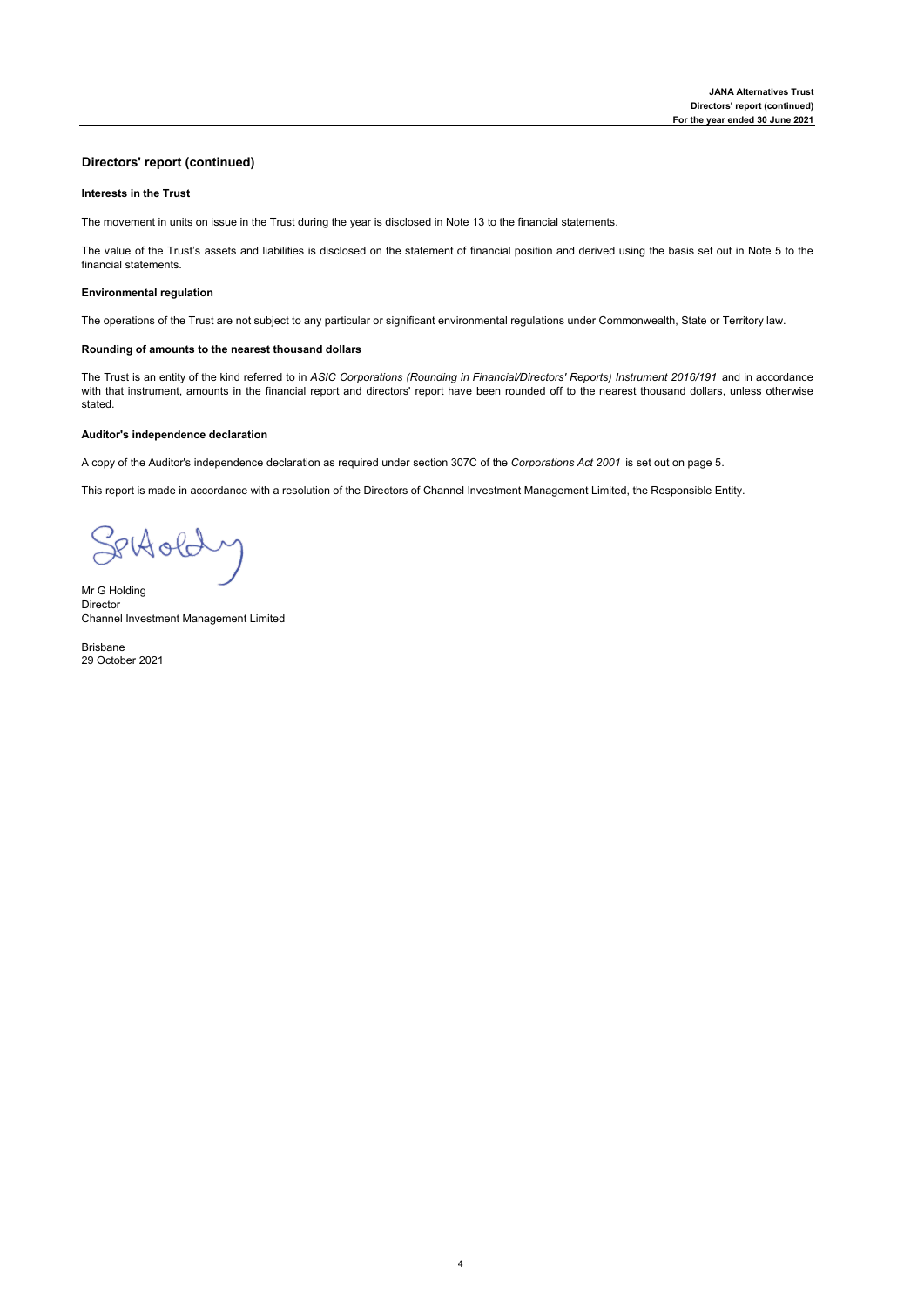## Directors' report (continued)

### Interests in the Trust

The movement in units on issue in the Trust during the year is disclosed in Note 13 to the financial statements.

The value of the Trust's assets and liabilities is disclosed on the statement of financial position and derived using the basis set out in Note 5 to the financial statements.

### Environmental regulation

The operations of the Trust are not subject to any particular or significant environmental regulations under Commonwealth, State or Territory law.

### Rounding of amounts to the nearest thousand dollars

The Trust is an entity of the kind referred to in *ASIC Corporations (Rounding in Financial/Directors' Reports) Instrument 2016/191* and in accordance with that instrument, amounts in the financial report and directors' report have been rounded off to the nearest thousand dollars, unless otherwise stated.

### Auditor's independence declaration

A copy of the Auditor's independence declaration as required under section 307C of the *Corporations Act 2001* is set out on page 5.

This report is made in accordance with a resolution of the Directors of Channel Investment Management Limited, the Responsible Entity.

Mr G Holding
Director
Channel Investment Management Limited

Brisbane
29 October 2021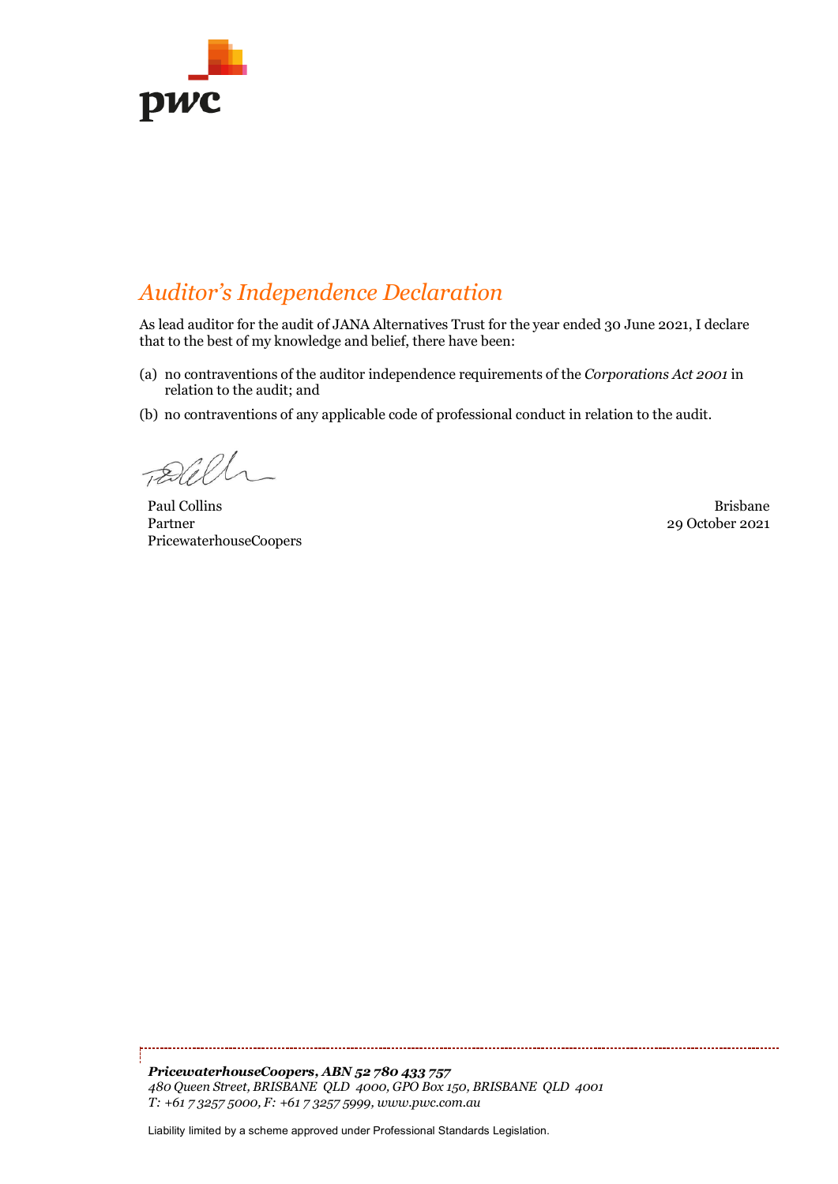# *Auditor's Independence Declaration*

As lead auditor for the audit of JANA Alternatives Trust for the year ended 30 June 2021, I declare that to the best of my knowledge and belief, there have been:

(a) no contraventions of the auditor independence requirements of the *Corporations Act 2001* in relation to the audit; and

(b) no contraventions of any applicable code of professional conduct in relation to the audit.

Paul Collins
Partner
PricewaterhouseCoopers

Brisbane
29 October 2021

***PricewaterhouseCoopers, ABN 52 780 433 757***
*480 Queen Street, BRISBANE QLD 4000, GPO Box 150, BRISBANE QLD 4001*
*T: +61 7 3257 5000, F: +61 7 3257 5999, www.pwc.com.au*

Liability limited by a scheme approved under Professional Standards Legislation.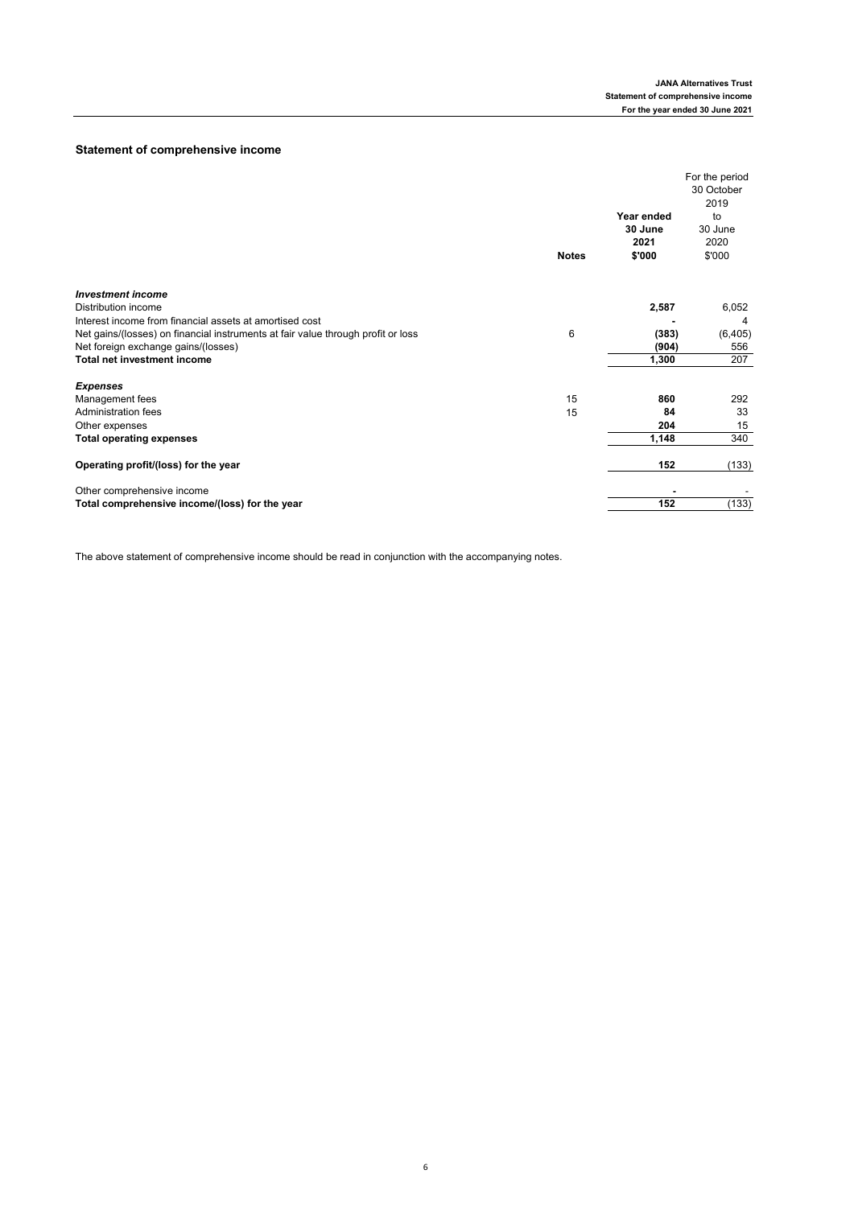## Statement of comprehensive income

| | Notes | Year ended 30 June 2021 $'000 | For the period 30 October 2019 to 30 June 2020 $'000 |
|---|---|---|---|
| ***Investment income*** | | | |
| Distribution income | | **2,587** | 6,052 |
| Interest income from financial assets at amortised cost | | **-** | 4 |
| Net gains/(losses) on financial instruments at fair value through profit or loss | 6 | **(383)** | (6,405) |
| Net foreign exchange gains/(losses) | | **(904)** | 556 |
| **Total net investment income** | | **1,300** | 207 |
| ***Expenses*** | | | |
| Management fees | 15 | **860** | 292 |
| Administration fees | 15 | **84** | 33 |
| Other expenses | | **204** | 15 |
| **Total operating expenses** | | **1,148** | 340 |
| **Operating profit/(loss) for the year** | | **152** | (133) |
| Other comprehensive income | | **-** | - |
| **Total comprehensive income/(loss) for the year** | | **152** | (133) |

The above statement of comprehensive income should be read in conjunction with the accompanying notes.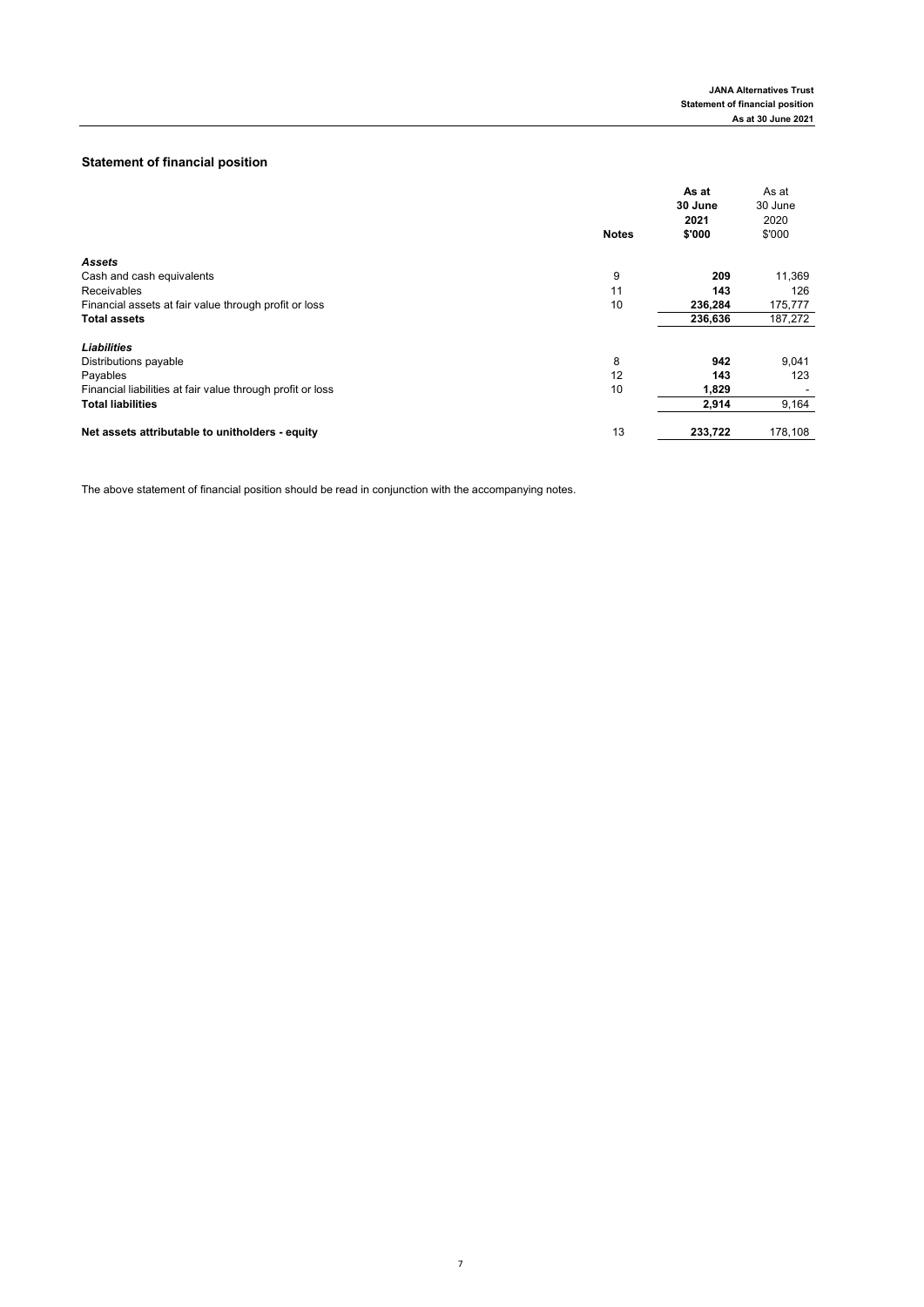## Statement of financial position

| | Notes | As at 30 June 2021 $'000 | As at 30 June 2020 $'000 |
|---|---|---|---|
| ***Assets*** | | | |
| Cash and cash equivalents | 9 | **209** | 11,369 |
| Receivables | 11 | **143** | 126 |
| Financial assets at fair value through profit or loss | 10 | **236,284** | 175,777 |
| **Total assets** | | **236,636** | 187,272 |
| ***Liabilities*** | | | |
| Distributions payable | 8 | **942** | 9,041 |
| Payables | 12 | **143** | 123 |
| Financial liabilities at fair value through profit or loss | 10 | **1,829** | - |
| **Total liabilities** | | **2,914** | 9,164 |
| **Net assets attributable to unitholders - equity** | 13 | **233,722** | 178,108 |

The above statement of financial position should be read in conjunction with the accompanying notes.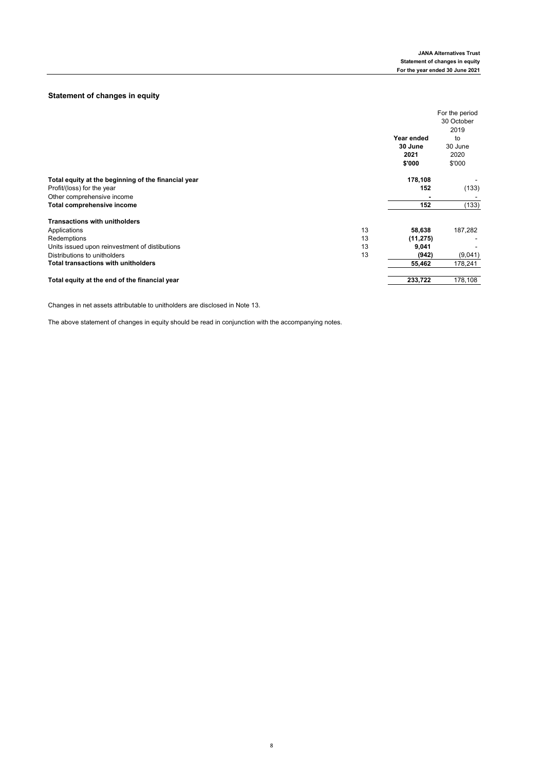## Statement of changes in equity

| | | Year ended 30 June 2021 $'000 | For the period 30 October 2019 to 30 June 2020 $'000 |
|---|---|---|---|
| **Total equity at the beginning of the financial year** | | **178,108** | - |
| Profit/(loss) for the year | | **152** | (133) |
| Other comprehensive income | | **-** | - |
| **Total comprehensive income** | | **152** | (133) |
| | | | |
| **Transactions with unitholders** | | | |
| Applications | 13 | **58,638** | 187,282 |
| Redemptions | 13 | **(11,275)** | - |
| Units issued upon reinvestment of distibutions | 13 | **9,041** | - |
| Distributions to unitholders | 13 | **(942)** | (9,041) |
| **Total transactions with unitholders** | | **55,462** | 178,241 |
| | | | |
| **Total equity at the end of the financial year** | | **233,722** | 178,108 |

Changes in net assets attributable to unitholders are disclosed in Note 13.

The above statement of changes in equity should be read in conjunction with the accompanying notes.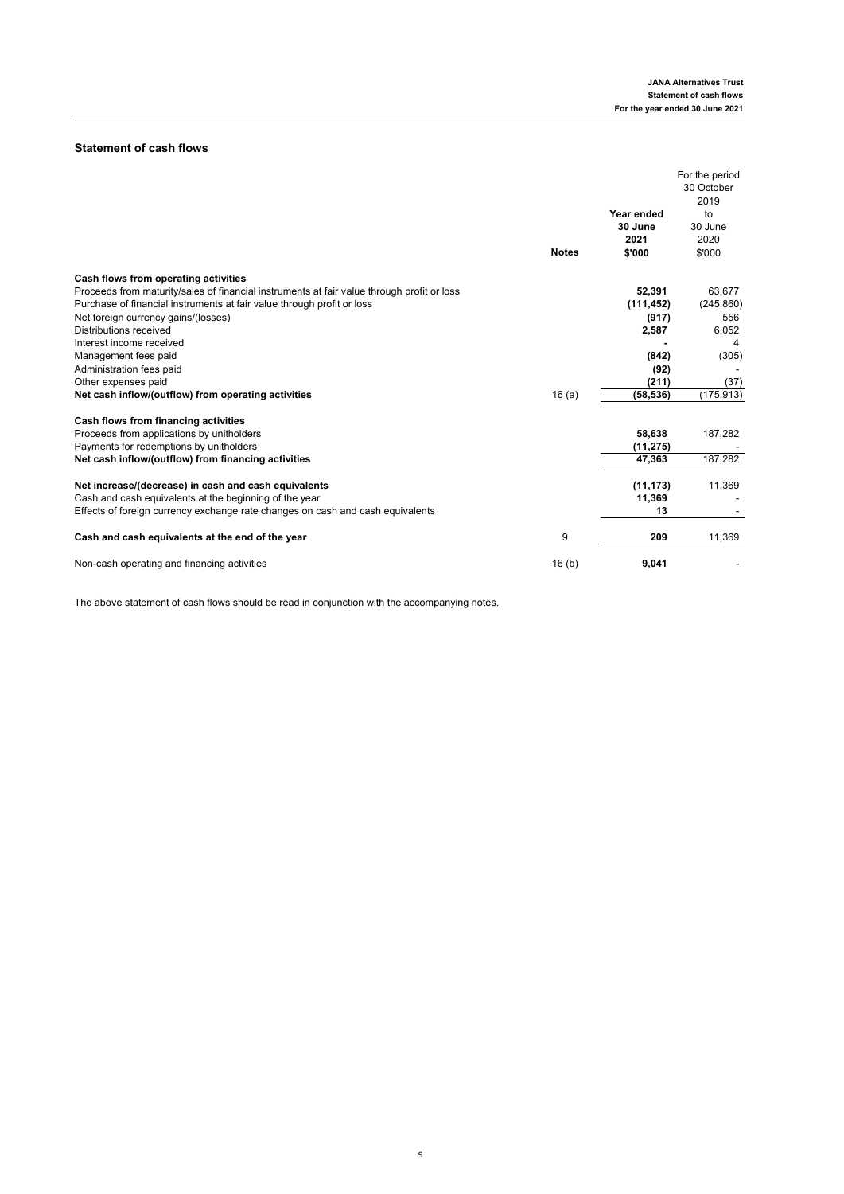## Statement of cash flows

| | Notes | Year ended 30 June 2021 $'000 | For the period 30 October 2019 to 30 June 2020 $'000 |
|---|---|---|---|
| **Cash flows from operating activities** | | | |
| Proceeds from maturity/sales of financial instruments at fair value through profit or loss | | **52,391** | 63,677 |
| Purchase of financial instruments at fair value through profit or loss | | **(111,452)** | (245,860) |
| Net foreign currency gains/(losses) | | **(917)** | 556 |
| Distributions received | | **2,587** | 6,052 |
| Interest income received | | **-** | 4 |
| Management fees paid | | **(842)** | (305) |
| Administration fees paid | | **(92)** | - |
| Other expenses paid | | **(211)** | (37) |
| **Net cash inflow/(outflow) from operating activities** | 16 (a) | **(58,536)** | (175,913) |
| | | | |
| **Cash flows from financing activities** | | | |
| Proceeds from applications by unitholders | | **58,638** | 187,282 |
| Payments for redemptions by unitholders | | **(11,275)** | - |
| **Net cash inflow/(outflow) from financing activities** | | **47,363** | 187,282 |
| | | | |
| **Net increase/(decrease) in cash and cash equivalents** | | **(11,173)** | 11,369 |
| Cash and cash equivalents at the beginning of the year | | **11,369** | - |
| Effects of foreign currency exchange rate changes on cash and cash equivalents | | **13** | - |
| | | | |
| **Cash and cash equivalents at the end of the year** | 9 | **209** | 11,369 |
| | | | |
| Non-cash operating and financing activities | 16 (b) | **9,041** | - |

The above statement of cash flows should be read in conjunction with the accompanying notes.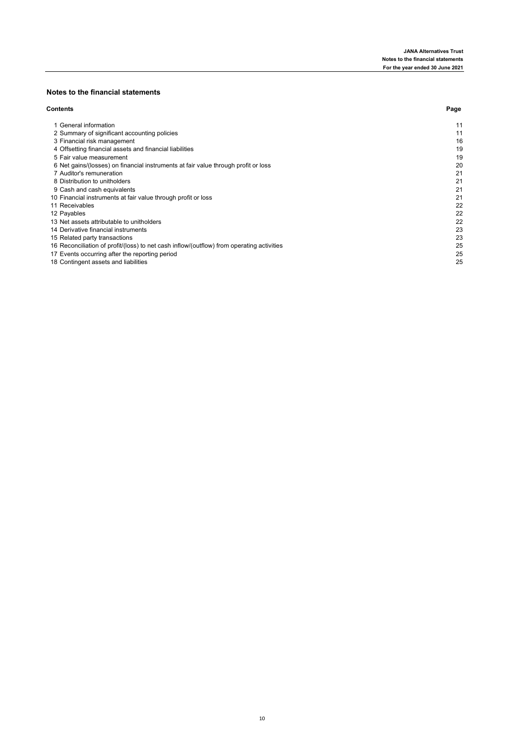## Notes to the financial statements

| Contents | Page |
|---|---|
| 1 General information | 11 |
| 2 Summary of significant accounting policies | 11 |
| 3 Financial risk management | 16 |
| 4 Offsetting financial assets and financial liabilities | 19 |
| 5 Fair value measurement | 19 |
| 6 Net gains/(losses) on financial instruments at fair value through profit or loss | 20 |
| 7 Auditor's remuneration | 21 |
| 8 Distribution to unitholders | 21 |
| 9 Cash and cash equivalents | 21 |
| 10 Financial instruments at fair value through profit or loss | 21 |
| 11 Receivables | 22 |
| 12 Payables | 22 |
| 13 Net assets attributable to unitholders | 22 |
| 14 Derivative financial instruments | 23 |
| 15 Related party transactions | 23 |
| 16 Reconciliation of profit/(loss) to net cash inflow/(outflow) from operating activities | 25 |
| 17 Events occurring after the reporting period | 25 |
| 18 Contingent assets and liabilities | 25 |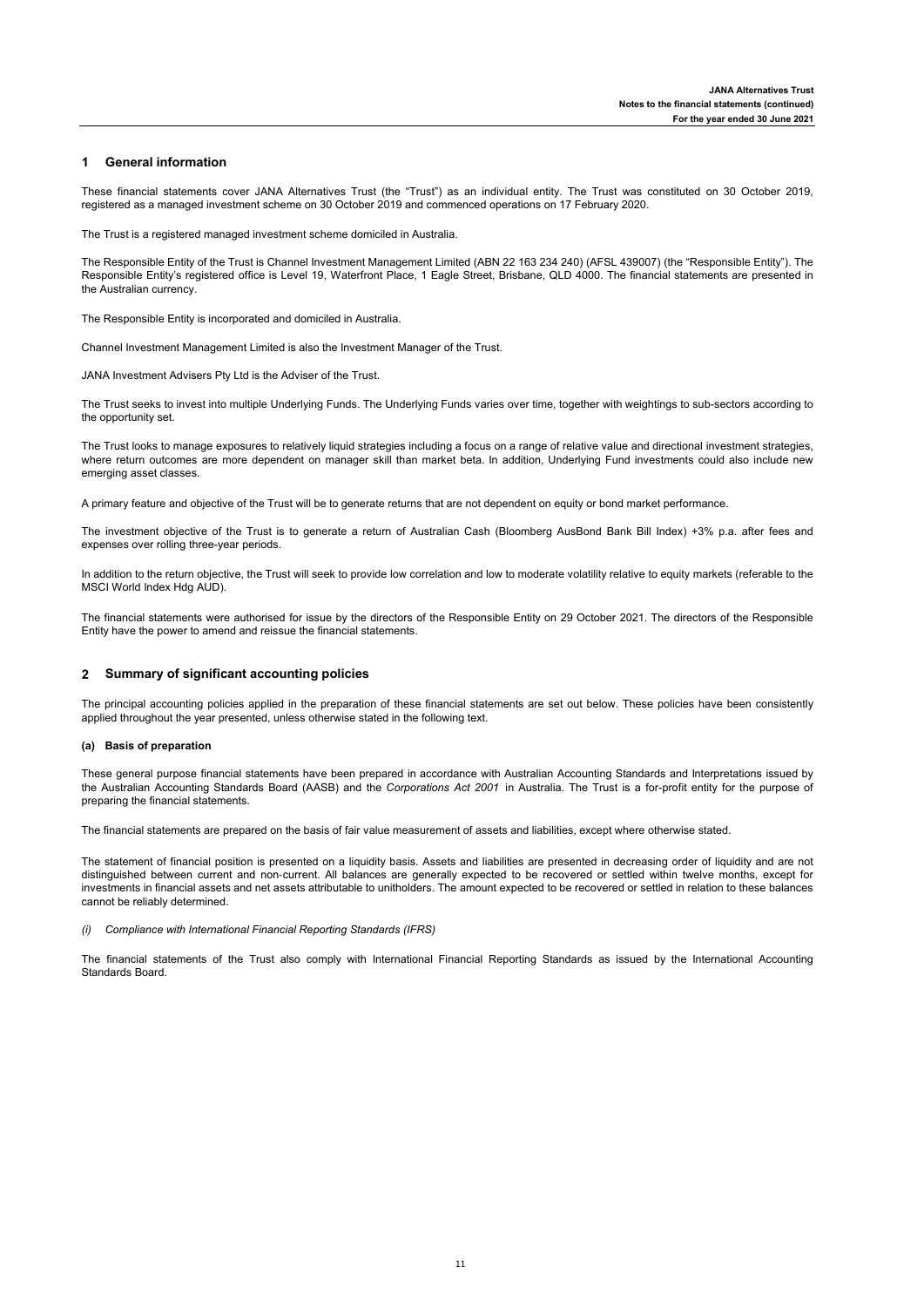## 1 General information

These financial statements cover JANA Alternatives Trust (the "Trust") as an individual entity. The Trust was constituted on 30 October 2019, registered as a managed investment scheme on 30 October 2019 and commenced operations on 17 February 2020.

The Trust is a registered managed investment scheme domiciled in Australia.

The Responsible Entity of the Trust is Channel Investment Management Limited (ABN 22 163 234 240) (AFSL 439007) (the "Responsible Entity"). The Responsible Entity's registered office is Level 19, Waterfront Place, 1 Eagle Street, Brisbane, QLD 4000. The financial statements are presented in the Australian currency.

The Responsible Entity is incorporated and domiciled in Australia.

Channel Investment Management Limited is also the Investment Manager of the Trust.

JANA Investment Advisers Pty Ltd is the Adviser of the Trust.

The Trust seeks to invest into multiple Underlying Funds. The Underlying Funds varies over time, together with weightings to sub-sectors according to the opportunity set.

The Trust looks to manage exposures to relatively liquid strategies including a focus on a range of relative value and directional investment strategies, where return outcomes are more dependent on manager skill than market beta. In addition, Underlying Fund investments could also include new emerging asset classes.

A primary feature and objective of the Trust will be to generate returns that are not dependent on equity or bond market performance.

The investment objective of the Trust is to generate a return of Australian Cash (Bloomberg AusBond Bank Bill Index) +3% p.a. after fees and expenses over rolling three-year periods.

In addition to the return objective, the Trust will seek to provide low correlation and low to moderate volatility relative to equity markets (referable to the MSCI World Index Hdg AUD).

The financial statements were authorised for issue by the directors of the Responsible Entity on 29 October 2021. The directors of the Responsible Entity have the power to amend and reissue the financial statements.

## 2 Summary of significant accounting policies

The principal accounting policies applied in the preparation of these financial statements are set out below. These policies have been consistently applied throughout the year presented, unless otherwise stated in the following text.

### (a) Basis of preparation

These general purpose financial statements have been prepared in accordance with Australian Accounting Standards and Interpretations issued by the Australian Accounting Standards Board (AASB) and the *Corporations Act 2001* in Australia. The Trust is a for-profit entity for the purpose of preparing the financial statements.

The financial statements are prepared on the basis of fair value measurement of assets and liabilities, except where otherwise stated.

The statement of financial position is presented on a liquidity basis. Assets and liabilities are presented in decreasing order of liquidity and are not distinguished between current and non-current. All balances are generally expected to be recovered or settled within twelve months, except for investments in financial assets and net assets attributable to unitholders. The amount expected to be recovered or settled in relation to these balances cannot be reliably determined.

*(i) Compliance with International Financial Reporting Standards (IFRS)*

The financial statements of the Trust also comply with International Financial Reporting Standards as issued by the International Accounting Standards Board.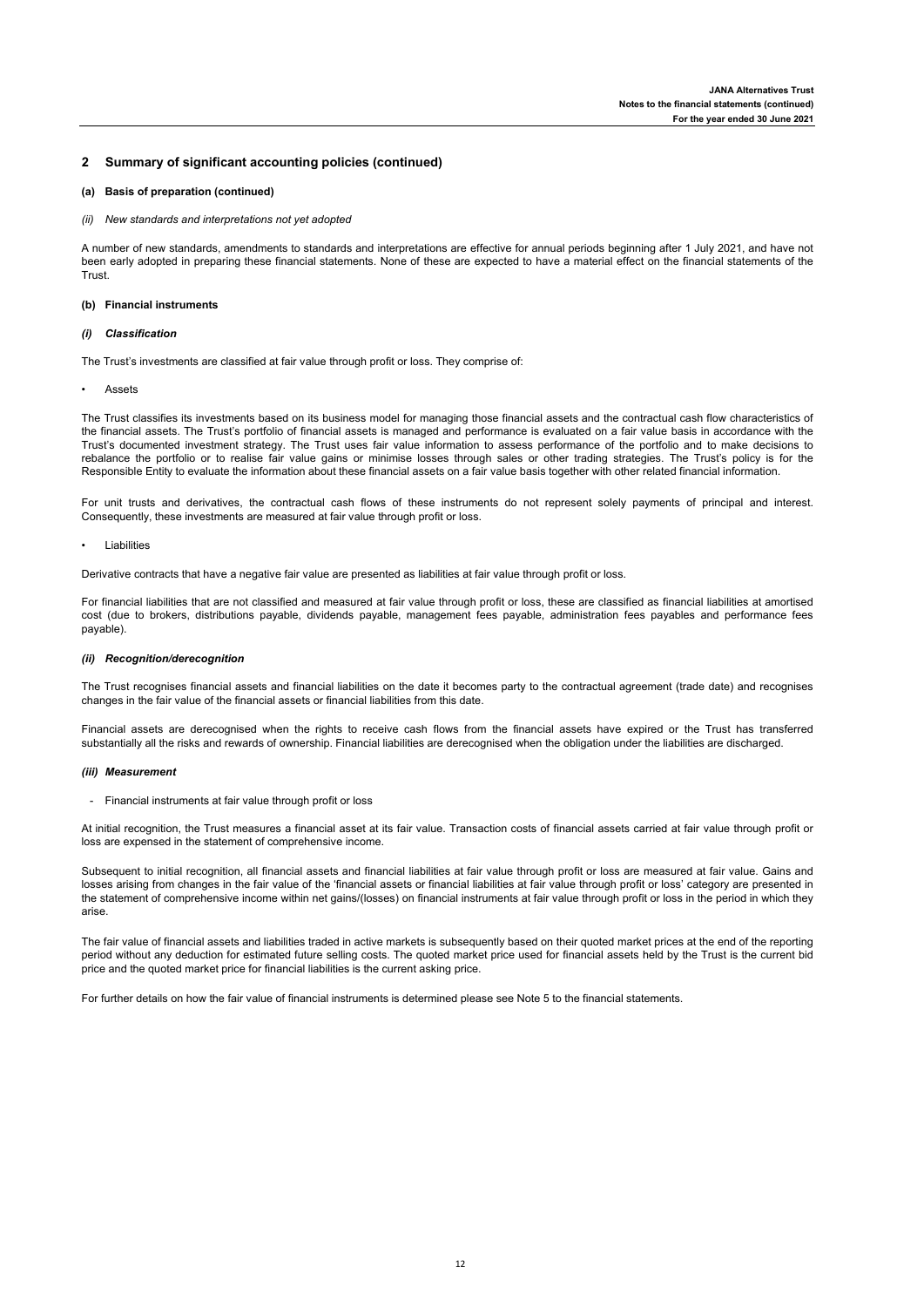## 2 Summary of significant accounting policies (continued)

### (a) Basis of preparation (continued)

*(ii) New standards and interpretations not yet adopted*

A number of new standards, amendments to standards and interpretations are effective for annual periods beginning after 1 July 2021, and have not been early adopted in preparing these financial statements. None of these are expected to have a material effect on the financial statements of the Trust.

### (b) Financial instruments

***(i) Classification***

The Trust's investments are classified at fair value through profit or loss. They comprise of:

- Assets

The Trust classifies its investments based on its business model for managing those financial assets and the contractual cash flow characteristics of the financial assets. The Trust's portfolio of financial assets is managed and performance is evaluated on a fair value basis in accordance with the Trust's documented investment strategy. The Trust uses fair value information to assess performance of the portfolio and to make decisions to rebalance the portfolio or to realise fair value gains or minimise losses through sales or other trading strategies. The Trust's policy is for the Responsible Entity to evaluate the information about these financial assets on a fair value basis together with other related financial information.

For unit trusts and derivatives, the contractual cash flows of these instruments do not represent solely payments of principal and interest. Consequently, these investments are measured at fair value through profit or loss.

- Liabilities

Derivative contracts that have a negative fair value are presented as liabilities at fair value through profit or loss.

For financial liabilities that are not classified and measured at fair value through profit or loss, these are classified as financial liabilities at amortised cost (due to brokers, distributions payable, dividends payable, management fees payable, administration fees payables and performance fees payable).

***(ii) Recognition/derecognition***

The Trust recognises financial assets and financial liabilities on the date it becomes party to the contractual agreement (trade date) and recognises changes in the fair value of the financial assets or financial liabilities from this date.

Financial assets are derecognised when the rights to receive cash flows from the financial assets have expired or the Trust has transferred substantially all the risks and rewards of ownership. Financial liabilities are derecognised when the obligation under the liabilities are discharged.

***(iii) Measurement***

- Financial instruments at fair value through profit or loss

At initial recognition, the Trust measures a financial asset at its fair value. Transaction costs of financial assets carried at fair value through profit or loss are expensed in the statement of comprehensive income.

Subsequent to initial recognition, all financial assets and financial liabilities at fair value through profit or loss are measured at fair value. Gains and losses arising from changes in the fair value of the 'financial assets or financial liabilities at fair value through profit or loss' category are presented in the statement of comprehensive income within net gains/(losses) on financial instruments at fair value through profit or loss in the period in which they arise.

The fair value of financial assets and liabilities traded in active markets is subsequently based on their quoted market prices at the end of the reporting period without any deduction for estimated future selling costs. The quoted market price used for financial assets held by the Trust is the current bid price and the quoted market price for financial liabilities is the current asking price.

For further details on how the fair value of financial instruments is determined please see Note 5 to the financial statements.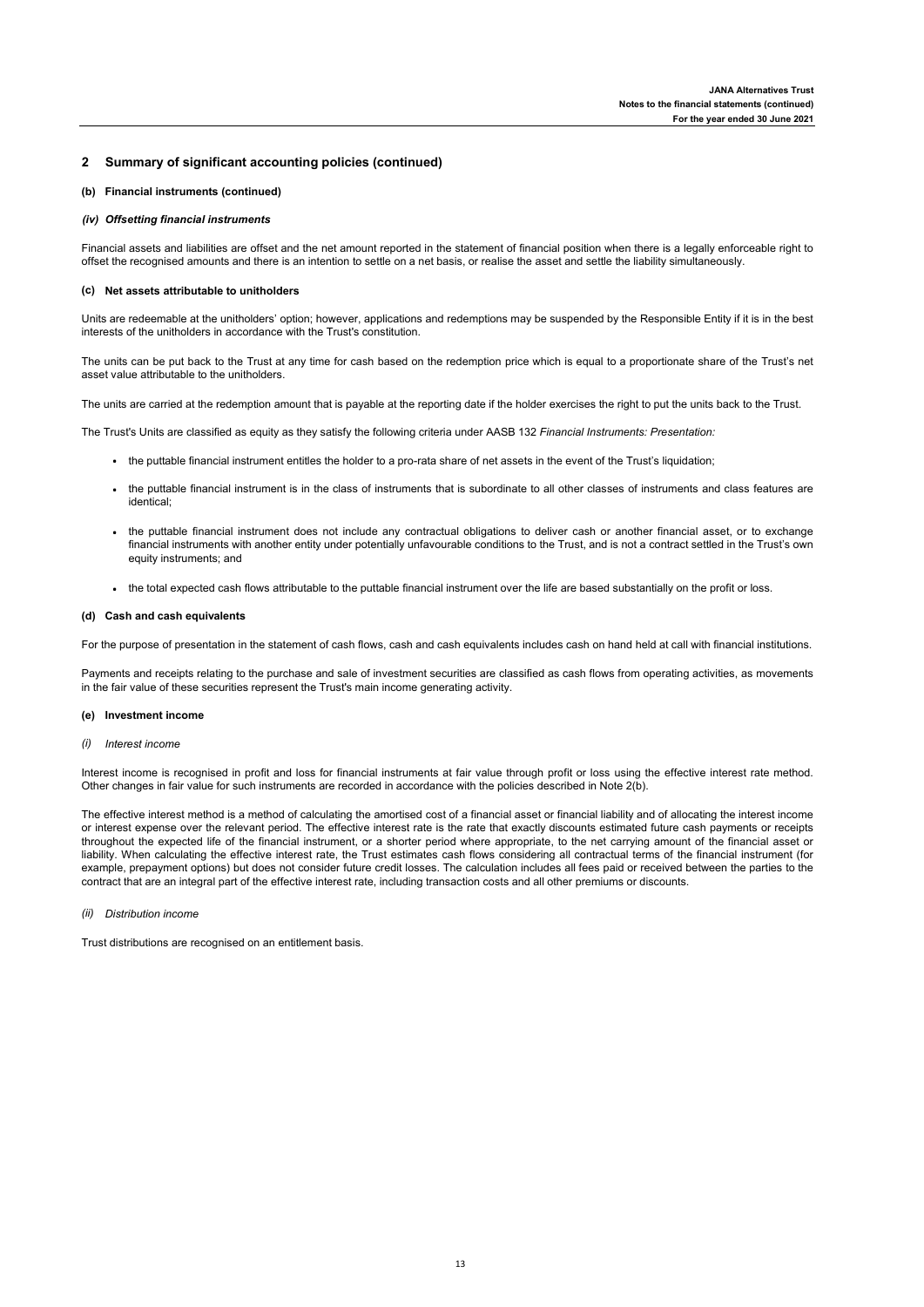## 2 Summary of significant accounting policies (continued)

### (b) Financial instruments (continued)

#### *(iv) Offsetting financial instruments*

Financial assets and liabilities are offset and the net amount reported in the statement of financial position when there is a legally enforceable right to offset the recognised amounts and there is an intention to settle on a net basis, or realise the asset and settle the liability simultaneously.

### (c) Net assets attributable to unitholders

Units are redeemable at the unitholders' option; however, applications and redemptions may be suspended by the Responsible Entity if it is in the best interests of the unitholders in accordance with the Trust's constitution.

The units can be put back to the Trust at any time for cash based on the redemption price which is equal to a proportionate share of the Trust's net asset value attributable to the unitholders.

The units are carried at the redemption amount that is payable at the reporting date if the holder exercises the right to put the units back to the Trust.

The Trust's Units are classified as equity as they satisfy the following criteria under AASB 132 *Financial Instruments: Presentation:*

- the puttable financial instrument entitles the holder to a pro-rata share of net assets in the event of the Trust's liquidation;
- the puttable financial instrument is in the class of instruments that is subordinate to all other classes of instruments and class features are identical;
- the puttable financial instrument does not include any contractual obligations to deliver cash or another financial asset, or to exchange financial instruments with another entity under potentially unfavourable conditions to the Trust, and is not a contract settled in the Trust's own equity instruments; and
- the total expected cash flows attributable to the puttable financial instrument over the life are based substantially on the profit or loss.

### (d) Cash and cash equivalents

For the purpose of presentation in the statement of cash flows, cash and cash equivalents includes cash on hand held at call with financial institutions.

Payments and receipts relating to the purchase and sale of investment securities are classified as cash flows from operating activities, as movements in the fair value of these securities represent the Trust's main income generating activity.

### (e) Investment income

#### *(i) Interest income*

Interest income is recognised in profit and loss for financial instruments at fair value through profit or loss using the effective interest rate method. Other changes in fair value for such instruments are recorded in accordance with the policies described in Note 2(b).

The effective interest method is a method of calculating the amortised cost of a financial asset or financial liability and of allocating the interest income or interest expense over the relevant period. The effective interest rate is the rate that exactly discounts estimated future cash payments or receipts throughout the expected life of the financial instrument, or a shorter period where appropriate, to the net carrying amount of the financial asset or liability. When calculating the effective interest rate, the Trust estimates cash flows considering all contractual terms of the financial instrument (for example, prepayment options) but does not consider future credit losses. The calculation includes all fees paid or received between the parties to the contract that are an integral part of the effective interest rate, including transaction costs and all other premiums or discounts.

#### *(ii) Distribution income*

Trust distributions are recognised on an entitlement basis.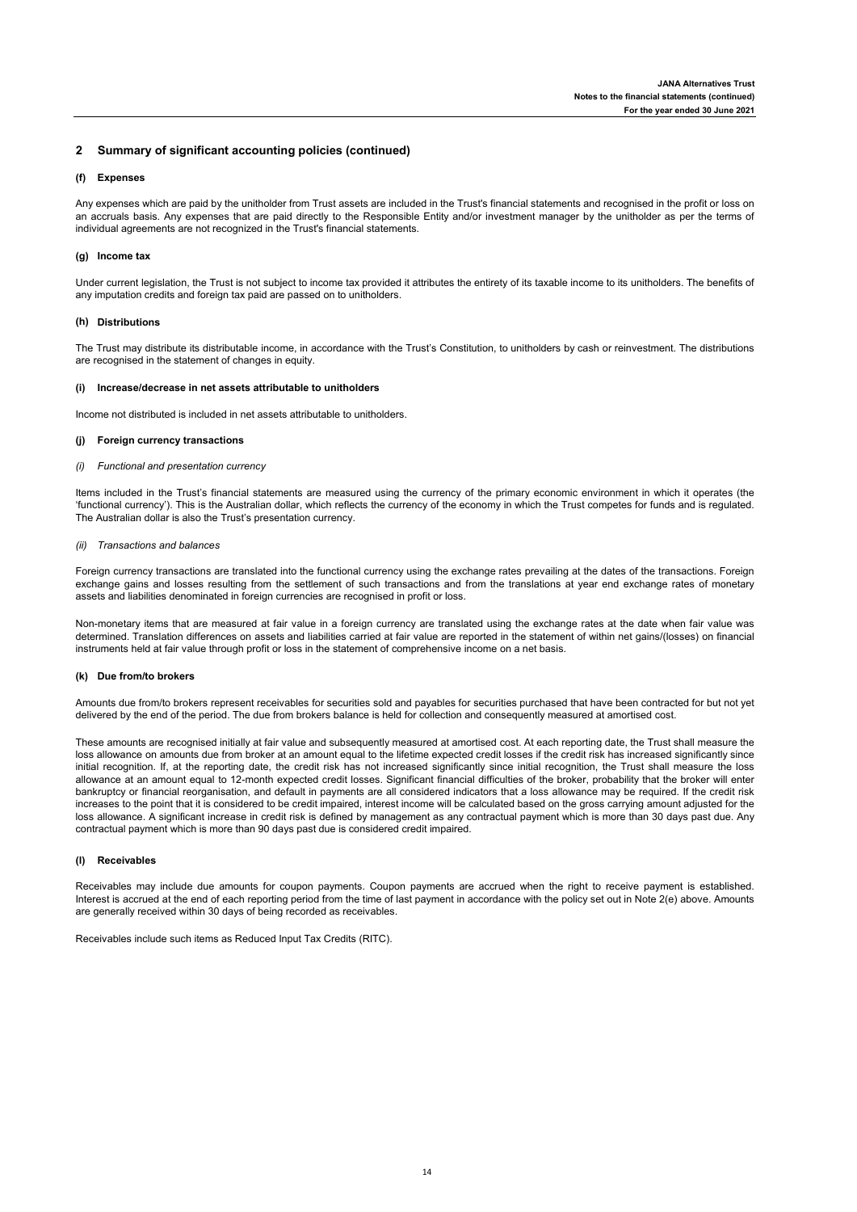## 2 Summary of significant accounting policies (continued)

### (f) Expenses

Any expenses which are paid by the unitholder from Trust assets are included in the Trust's financial statements and recognised in the profit or loss on an accruals basis. Any expenses that are paid directly to the Responsible Entity and/or investment manager by the unitholder as per the terms of individual agreements are not recognized in the Trust's financial statements.

### (g) Income tax

Under current legislation, the Trust is not subject to income tax provided it attributes the entirety of its taxable income to its unitholders. The benefits of any imputation credits and foreign tax paid are passed on to unitholders.

### (h) Distributions

The Trust may distribute its distributable income, in accordance with the Trust's Constitution, to unitholders by cash or reinvestment. The distributions are recognised in the statement of changes in equity.

### (i) Increase/decrease in net assets attributable to unitholders

Income not distributed is included in net assets attributable to unitholders.

### (j) Foreign currency transactions

*(i) Functional and presentation currency*

Items included in the Trust's financial statements are measured using the currency of the primary economic environment in which it operates (the 'functional currency'). This is the Australian dollar, which reflects the currency of the economy in which the Trust competes for funds and is regulated. The Australian dollar is also the Trust's presentation currency.

*(ii) Transactions and balances*

Foreign currency transactions are translated into the functional currency using the exchange rates prevailing at the dates of the transactions. Foreign exchange gains and losses resulting from the settlement of such transactions and from the translations at year end exchange rates of monetary assets and liabilities denominated in foreign currencies are recognised in profit or loss.

Non-monetary items that are measured at fair value in a foreign currency are translated using the exchange rates at the date when fair value was determined. Translation differences on assets and liabilities carried at fair value are reported in the statement of within net gains/(losses) on financial instruments held at fair value through profit or loss in the statement of comprehensive income on a net basis.

### (k) Due from/to brokers

Amounts due from/to brokers represent receivables for securities sold and payables for securities purchased that have been contracted for but not yet delivered by the end of the period. The due from brokers balance is held for collection and consequently measured at amortised cost.

These amounts are recognised initially at fair value and subsequently measured at amortised cost. At each reporting date, the Trust shall measure the loss allowance on amounts due from broker at an amount equal to the lifetime expected credit losses if the credit risk has increased significantly since initial recognition. If, at the reporting date, the credit risk has not increased significantly since initial recognition, the Trust shall measure the loss allowance at an amount equal to 12-month expected credit losses. Significant financial difficulties of the broker, probability that the broker will enter bankruptcy or financial reorganisation, and default in payments are all considered indicators that a loss allowance may be required. If the credit risk increases to the point that it is considered to be credit impaired, interest income will be calculated based on the gross carrying amount adjusted for the loss allowance. A significant increase in credit risk is defined by management as any contractual payment which is more than 30 days past due. Any contractual payment which is more than 90 days past due is considered credit impaired.

### (l) Receivables

Receivables may include due amounts for coupon payments. Coupon payments are accrued when the right to receive payment is established. Interest is accrued at the end of each reporting period from the time of last payment in accordance with the policy set out in Note 2(e) above. Amounts are generally received within 30 days of being recorded as receivables.

Receivables include such items as Reduced Input Tax Credits (RITC).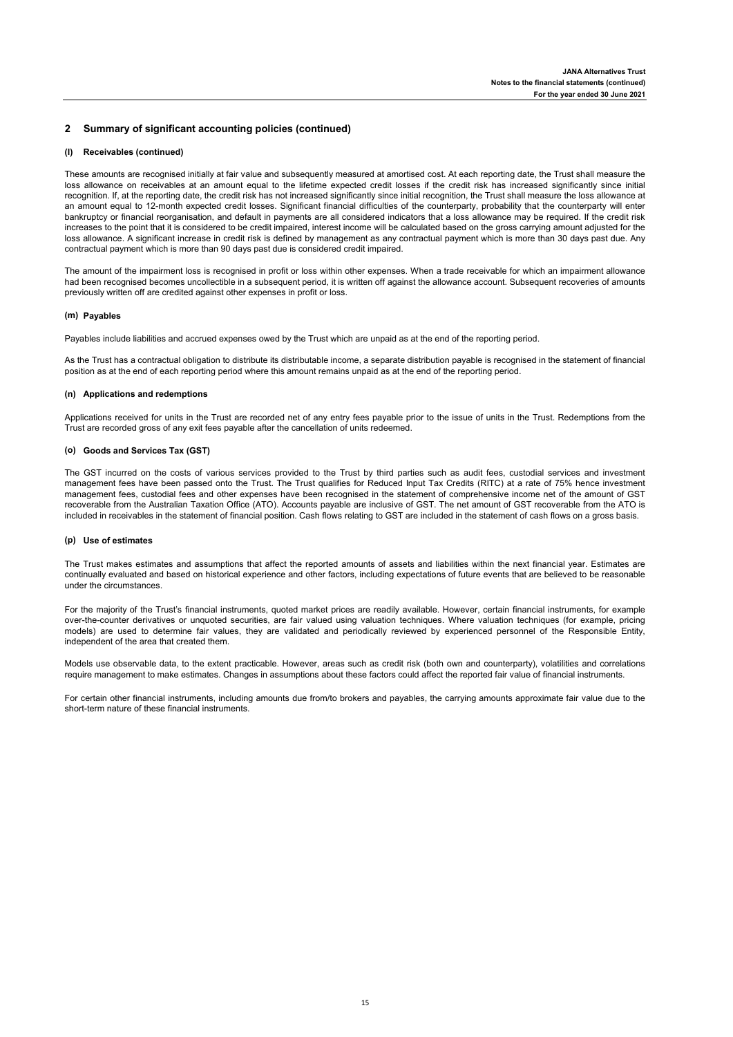## 2 Summary of significant accounting policies (continued)

### (l) Receivables (continued)

These amounts are recognised initially at fair value and subsequently measured at amortised cost. At each reporting date, the Trust shall measure the loss allowance on receivables at an amount equal to the lifetime expected credit losses if the credit risk has increased significantly since initial recognition. If, at the reporting date, the credit risk has not increased significantly since initial recognition, the Trust shall measure the loss allowance at an amount equal to 12-month expected credit losses. Significant financial difficulties of the counterparty, probability that the counterparty will enter bankruptcy or financial reorganisation, and default in payments are all considered indicators that a loss allowance may be required. If the credit risk increases to the point that it is considered to be credit impaired, interest income will be calculated based on the gross carrying amount adjusted for the loss allowance. A significant increase in credit risk is defined by management as any contractual payment which is more than 30 days past due. Any contractual payment which is more than 90 days past due is considered credit impaired.

The amount of the impairment loss is recognised in profit or loss within other expenses. When a trade receivable for which an impairment allowance had been recognised becomes uncollectible in a subsequent period, it is written off against the allowance account. Subsequent recoveries of amounts previously written off are credited against other expenses in profit or loss.

### (m) Payables

Payables include liabilities and accrued expenses owed by the Trust which are unpaid as at the end of the reporting period.

As the Trust has a contractual obligation to distribute its distributable income, a separate distribution payable is recognised in the statement of financial position as at the end of each reporting period where this amount remains unpaid as at the end of the reporting period.

### (n) Applications and redemptions

Applications received for units in the Trust are recorded net of any entry fees payable prior to the issue of units in the Trust. Redemptions from the Trust are recorded gross of any exit fees payable after the cancellation of units redeemed.

### (o) Goods and Services Tax (GST)

The GST incurred on the costs of various services provided to the Trust by third parties such as audit fees, custodial services and investment management fees have been passed onto the Trust. The Trust qualifies for Reduced Input Tax Credits (RITC) at a rate of 75% hence investment management fees, custodial fees and other expenses have been recognised in the statement of comprehensive income net of the amount of GST recoverable from the Australian Taxation Office (ATO). Accounts payable are inclusive of GST. The net amount of GST recoverable from the ATO is included in receivables in the statement of financial position. Cash flows relating to GST are included in the statement of cash flows on a gross basis.

### (p) Use of estimates

The Trust makes estimates and assumptions that affect the reported amounts of assets and liabilities within the next financial year. Estimates are continually evaluated and based on historical experience and other factors, including expectations of future events that are believed to be reasonable under the circumstances.

For the majority of the Trust's financial instruments, quoted market prices are readily available. However, certain financial instruments, for example over-the-counter derivatives or unquoted securities, are fair valued using valuation techniques. Where valuation techniques (for example, pricing models) are used to determine fair values, they are validated and periodically reviewed by experienced personnel of the Responsible Entity, independent of the area that created them.

Models use observable data, to the extent practicable. However, areas such as credit risk (both own and counterparty), volatilities and correlations require management to make estimates. Changes in assumptions about these factors could affect the reported fair value of financial instruments.

For certain other financial instruments, including amounts due from/to brokers and payables, the carrying amounts approximate fair value due to the short-term nature of these financial instruments.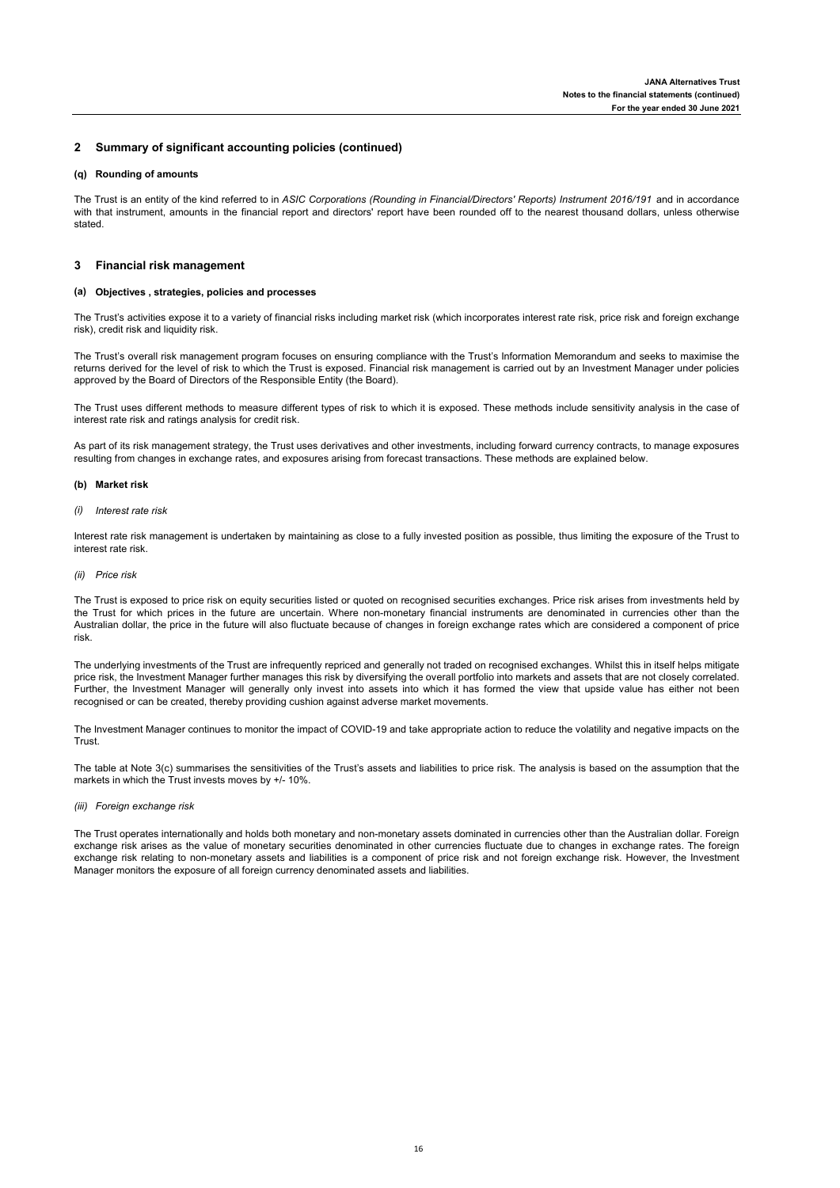## 2 Summary of significant accounting policies (continued)

### (q) Rounding of amounts

The Trust is an entity of the kind referred to in *ASIC Corporations (Rounding in Financial/Directors' Reports) Instrument 2016/191* and in accordance with that instrument, amounts in the financial report and directors' report have been rounded off to the nearest thousand dollars, unless otherwise stated.

## 3 Financial risk management

### (a) Objectives , strategies, policies and processes

The Trust's activities expose it to a variety of financial risks including market risk (which incorporates interest rate risk, price risk and foreign exchange risk), credit risk and liquidity risk.

The Trust's overall risk management program focuses on ensuring compliance with the Trust's Information Memorandum and seeks to maximise the returns derived for the level of risk to which the Trust is exposed. Financial risk management is carried out by an Investment Manager under policies approved by the Board of Directors of the Responsible Entity (the Board).

The Trust uses different methods to measure different types of risk to which it is exposed. These methods include sensitivity analysis in the case of interest rate risk and ratings analysis for credit risk.

As part of its risk management strategy, the Trust uses derivatives and other investments, including forward currency contracts, to manage exposures resulting from changes in exchange rates, and exposures arising from forecast transactions. These methods are explained below.

### (b) Market risk

*(i) Interest rate risk*

Interest rate risk management is undertaken by maintaining as close to a fully invested position as possible, thus limiting the exposure of the Trust to interest rate risk.

*(ii) Price risk*

The Trust is exposed to price risk on equity securities listed or quoted on recognised securities exchanges. Price risk arises from investments held by the Trust for which prices in the future are uncertain. Where non-monetary financial instruments are denominated in currencies other than the Australian dollar, the price in the future will also fluctuate because of changes in foreign exchange rates which are considered a component of price risk.

The underlying investments of the Trust are infrequently repriced and generally not traded on recognised exchanges. Whilst this in itself helps mitigate price risk, the Investment Manager further manages this risk by diversifying the overall portfolio into markets and assets that are not closely correlated. Further, the Investment Manager will generally only invest into assets into which it has formed the view that upside value has either not been recognised or can be created, thereby providing cushion against adverse market movements.

The Investment Manager continues to monitor the impact of COVID-19 and take appropriate action to reduce the volatility and negative impacts on the Trust.

The table at Note 3(c) summarises the sensitivities of the Trust's assets and liabilities to price risk. The analysis is based on the assumption that the markets in which the Trust invests moves by +/- 10%.

*(iii) Foreign exchange risk*

The Trust operates internationally and holds both monetary and non-monetary assets dominated in currencies other than the Australian dollar. Foreign exchange risk arises as the value of monetary securities denominated in other currencies fluctuate due to changes in exchange rates. The foreign exchange risk relating to non-monetary assets and liabilities is a component of price risk and not foreign exchange risk. However, the Investment Manager monitors the exposure of all foreign currency denominated assets and liabilities.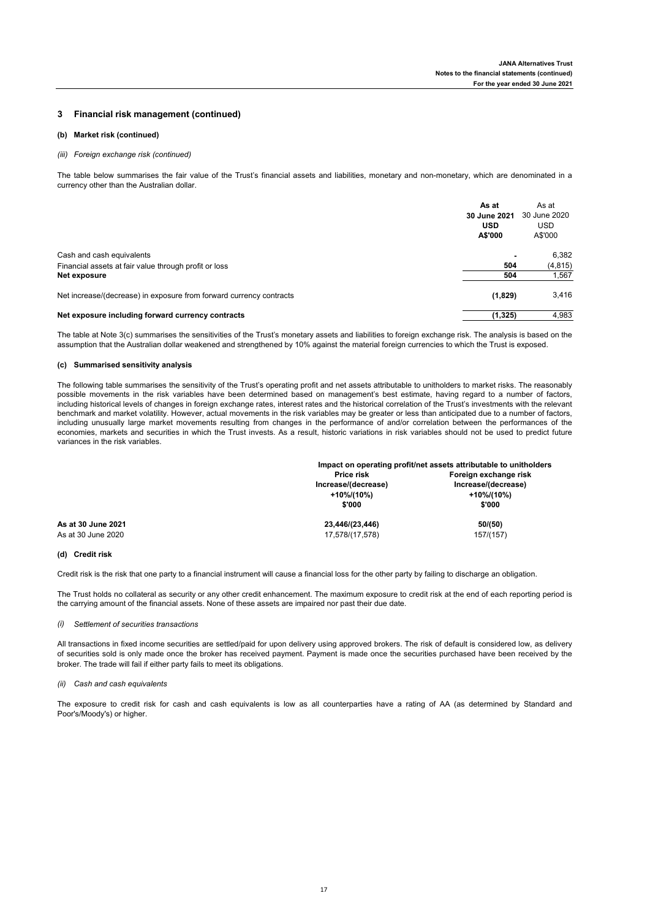## 3 Financial risk management (continued)

### (b) Market risk (continued)

*(iii) Foreign exchange risk (continued)*

The table below summarises the fair value of the Trust's financial assets and liabilities, monetary and non-monetary, which are denominated in a currency other than the Australian dollar.

| | **As at 30 June 2021 USD A$'000** | As at 30 June 2020 USD A$'000 |
|---|---|---|
| Cash and cash equivalents | **-** | 6,382 |
| Financial assets at fair value through profit or loss | **504** | (4,815) |
| **Net exposure** | **504** | 1,567 |
| Net increase/(decrease) in exposure from forward currency contracts | **(1,829)** | 3,416 |
| **Net exposure including forward currency contracts** | **(1,325)** | 4,983 |

The table at Note 3(c) summarises the sensitivities of the Trust's monetary assets and liabilities to foreign exchange risk. The analysis is based on the assumption that the Australian dollar weakened and strengthened by 10% against the material foreign currencies to which the Trust is exposed.

### (c) Summarised sensitivity analysis

The following table summarises the sensitivity of the Trust's operating profit and net assets attributable to unitholders to market risks. The reasonably possible movements in the risk variables have been determined based on management's best estimate, having regard to a number of factors, including historical levels of changes in foreign exchange rates, interest rates and the historical correlation of the Trust's investments with the relevant benchmark and market volatility. However, actual movements in the risk variables may be greater or less than anticipated due to a number of factors, including unusually large market movements resulting from changes in the performance of and/or correlation between the performances of the economies, markets and securities in which the Trust invests. As a result, historic variations in risk variables should not be used to predict future variances in the risk variables.

| | **Impact on operating profit/net assets attributable to unitholders** | |
|---|---|---|
| | **Price risk Increase/(decrease) +10%/(10%) $'000** | **Foreign exchange risk Increase/(decrease) +10%/(10%) $'000** |
| **As at 30 June 2021** | **23,446/(23,446)** | **50/(50)** |
| As at 30 June 2020 | 17,578/(17,578) | 157/(157) |

### (d) Credit risk

Credit risk is the risk that one party to a financial instrument will cause a financial loss for the other party by failing to discharge an obligation.

The Trust holds no collateral as security or any other credit enhancement. The maximum exposure to credit risk at the end of each reporting period is the carrying amount of the financial assets. None of these assets are impaired nor past their due date.

*(i) Settlement of securities transactions*

All transactions in fixed income securities are settled/paid for upon delivery using approved brokers. The risk of default is considered low, as delivery of securities sold is only made once the broker has received payment. Payment is made once the securities purchased have been received by the broker. The trade will fail if either party fails to meet its obligations.

*(ii) Cash and cash equivalents*

The exposure to credit risk for cash and cash equivalents is low as all counterparties have a rating of AA (as determined by Standard and Poor's/Moody's) or higher.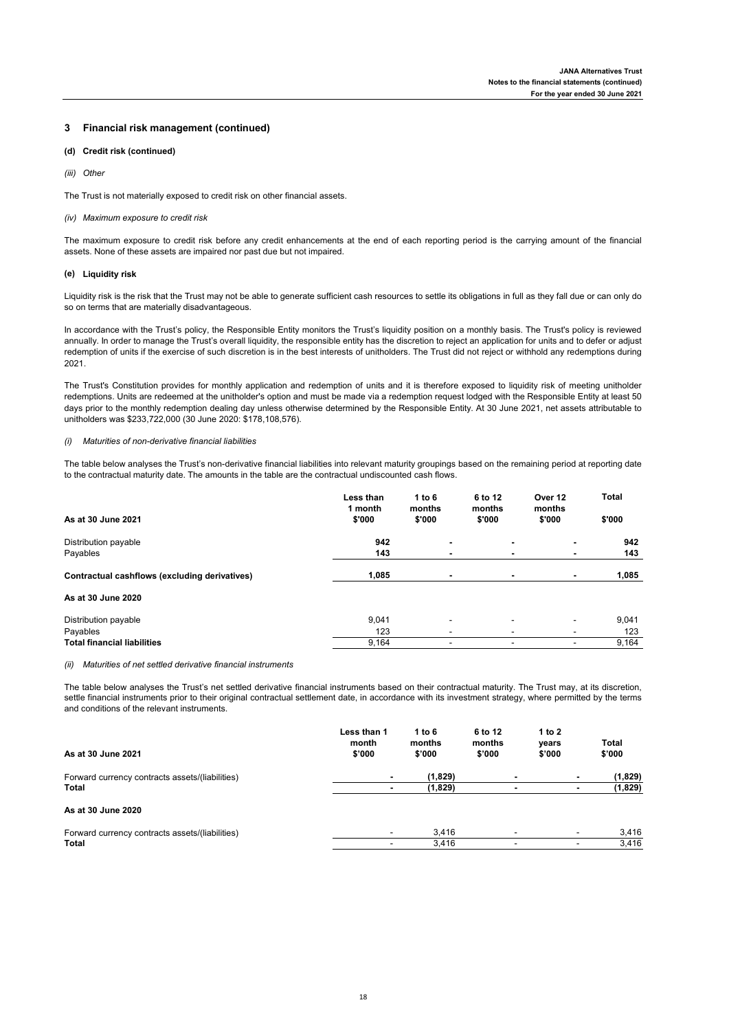## 3 Financial risk management (continued)

### (d) Credit risk (continued)

*(iii) Other*

The Trust is not materially exposed to credit risk on other financial assets.

*(iv) Maximum exposure to credit risk*

The maximum exposure to credit risk before any credit enhancements at the end of each reporting period is the carrying amount of the financial assets. None of these assets are impaired nor past due but not impaired.

### (e) Liquidity risk

Liquidity risk is the risk that the Trust may not be able to generate sufficient cash resources to settle its obligations in full as they fall due or can only do so on terms that are materially disadvantageous.

In accordance with the Trust's policy, the Responsible Entity monitors the Trust's liquidity position on a monthly basis. The Trust's policy is reviewed annually. In order to manage the Trust's overall liquidity, the responsible entity has the discretion to reject an application for units and to defer or adjust redemption of units if the exercise of such discretion is in the best interests of unitholders. The Trust did not reject or withhold any redemptions during 2021.

The Trust's Constitution provides for monthly application and redemption of units and it is therefore exposed to liquidity risk of meeting unitholder redemptions. Units are redeemed at the unitholder's option and must be made via a redemption request lodged with the Responsible Entity at least 50 days prior to the monthly redemption dealing day unless otherwise determined by the Responsible Entity. At 30 June 2021, net assets attributable to unitholders was $233,722,000 (30 June 2020: $178,108,576).

*(i) Maturities of non-derivative financial liabilities*

The table below analyses the Trust's non-derivative financial liabilities into relevant maturity groupings based on the remaining period at reporting date to the contractual maturity date. The amounts in the table are the contractual undiscounted cash flows.

| As at 30 June 2021 | Less than 1 month $'000 | 1 to 6 months $'000 | 6 to 12 months $'000 | Over 12 months $'000 | Total $'000 |
|---|---|---|---|---|---|
| Distribution payable | **942** | **-** | **-** | **-** | **942** |
| Payables | **143** | **-** | **-** | **-** | **143** |
| **Contractual cashflows (excluding derivatives)** | **1,085** | **-** | **-** | **-** | **1,085** |
| **As at 30 June 2020** | | | | | |
| Distribution payable | 9,041 | - | - | - | 9,041 |
| Payables | 123 | - | - | - | 123 |
| **Total financial liabilities** | 9,164 | - | - | - | 9,164 |

*(ii) Maturities of net settled derivative financial instruments*

The table below analyses the Trust's net settled derivative financial instruments based on their contractual maturity. The Trust may, at its discretion, settle financial instruments prior to their original contractual settlement date, in accordance with its investment strategy, where permitted by the terms and conditions of the relevant instruments.

| As at 30 June 2021 | Less than 1 month $'000 | 1 to 6 months $'000 | 6 to 12 months $'000 | 1 to 2 years $'000 | Total $'000 |
|---|---|---|---|---|---|
| Forward currency contracts assets/(liabilities) | **-** | **(1,829)** | **-** | **-** | **(1,829)** |
| **Total** | **-** | **(1,829)** | **-** | **-** | **(1,829)** |
| **As at 30 June 2020** | | | | | |
| Forward currency contracts assets/(liabilities) | - | 3,416 | - | - | 3,416 |
| **Total** | - | 3,416 | - | - | 3,416 |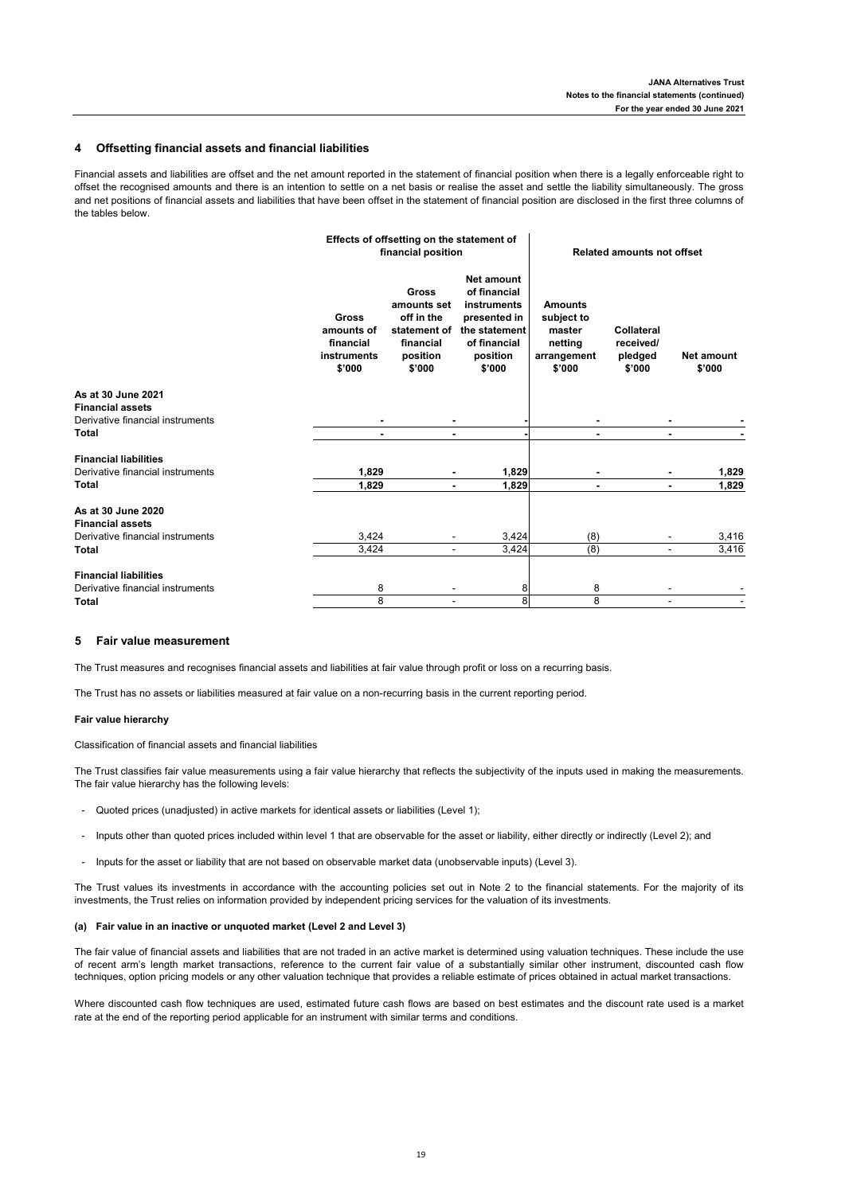## 4 Offsetting financial assets and financial liabilities

Financial assets and liabilities are offset and the net amount reported in the statement of financial position when there is a legally enforceable right to offset the recognised amounts and there is an intention to settle on a net basis or realise the asset and settle the liability simultaneously. The gross and net positions of financial assets and liabilities that have been offset in the statement of financial position are disclosed in the first three columns of the tables below.

| | Effects of offsetting on the statement of financial position | | | Related amounts not offset | | |
|---|---|---|---|---|---|---|
| | Gross amounts of financial instruments $'000 | Gross amounts set off in the statement of financial position $'000 | Net amount of financial instruments presented in the statement of financial position $'000 | Amounts subject to master netting arrangement $'000 | Collateral received/ pledged $'000 | Net amount $'000 |
| **As at 30 June 2021** | | | | | | |
| **Financial assets** | | | | | | |
| Derivative financial instruments | - | - | - | - | - | - |
| **Total** | - | - | - | - | - | - |
| **Financial liabilities** | | | | | | |
| Derivative financial instruments | 1,829 | - | 1,829 | - | - | 1,829 |
| **Total** | 1,829 | - | 1,829 | - | - | 1,829 |
| **As at 30 June 2020** | | | | | | |
| **Financial assets** | | | | | | |
| Derivative financial instruments | 3,424 | - | 3,424 | (8) | - | 3,416 |
| **Total** | 3,424 | - | 3,424 | (8) | - | 3,416 |
| **Financial liabilities** | | | | | | |
| Derivative financial instruments | 8 | - | 8 | 8 | - | - |
| **Total** | 8 | - | 8 | 8 | - | - |

## 5 Fair value measurement

The Trust measures and recognises financial assets and liabilities at fair value through profit or loss on a recurring basis.

The Trust has no assets or liabilities measured at fair value on a non-recurring basis in the current reporting period.

**Fair value hierarchy**

Classification of financial assets and financial liabilities

The Trust classifies fair value measurements using a fair value hierarchy that reflects the subjectivity of the inputs used in making the measurements. The fair value hierarchy has the following levels:

- Quoted prices (unadjusted) in active markets for identical assets or liabilities (Level 1);
- Inputs other than quoted prices included within level 1 that are observable for the asset or liability, either directly or indirectly (Level 2); and
- Inputs for the asset or liability that are not based on observable market data (unobservable inputs) (Level 3).

The Trust values its investments in accordance with the accounting policies set out in Note 2 to the financial statements. For the majority of its investments, the Trust relies on information provided by independent pricing services for the valuation of its investments.

**(a) Fair value in an inactive or unquoted market (Level 2 and Level 3)**

The fair value of financial assets and liabilities that are not traded in an active market is determined using valuation techniques. These include the use of recent arm's length market transactions, reference to the current fair value of a substantially similar other instrument, discounted cash flow techniques, option pricing models or any other valuation technique that provides a reliable estimate of prices obtained in actual market transactions.

Where discounted cash flow techniques are used, estimated future cash flows are based on best estimates and the discount rate used is a market rate at the end of the reporting period applicable for an instrument with similar terms and conditions.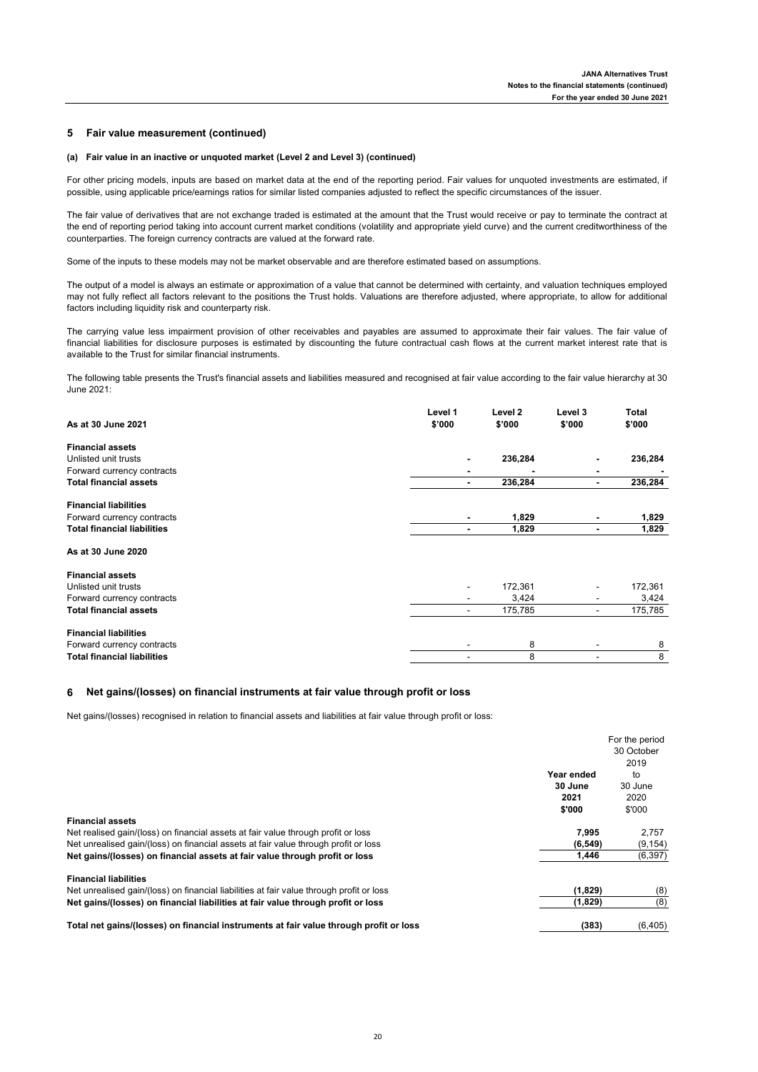## 5 Fair value measurement (continued)

### (a) Fair value in an inactive or unquoted market (Level 2 and Level 3) (continued)

For other pricing models, inputs are based on market data at the end of the reporting period. Fair values for unquoted investments are estimated, if possible, using applicable price/earnings ratios for similar listed companies adjusted to reflect the specific circumstances of the issuer.

The fair value of derivatives that are not exchange traded is estimated at the amount that the Trust would receive or pay to terminate the contract at the end of reporting period taking into account current market conditions (volatility and appropriate yield curve) and the current creditworthiness of the counterparties. The foreign currency contracts are valued at the forward rate.

Some of the inputs to these models may not be market observable and are therefore estimated based on assumptions.

The output of a model is always an estimate or approximation of a value that cannot be determined with certainty, and valuation techniques employed may not fully reflect all factors relevant to the positions the Trust holds. Valuations are therefore adjusted, where appropriate, to allow for additional factors including liquidity risk and counterparty risk.

The carrying value less impairment provision of other receivables and payables are assumed to approximate their fair values. The fair value of financial liabilities for disclosure purposes is estimated by discounting the future contractual cash flows at the current market interest rate that is available to the Trust for similar financial instruments.

The following table presents the Trust's financial assets and liabilities measured and recognised at fair value according to the fair value hierarchy at 30 June 2021:

| As at 30 June 2021 | Level 1 $'000 | Level 2 $'000 | Level 3 $'000 | Total $'000 |
|---|---|---|---|---|
| **Financial assets** | | | | |
| Unlisted unit trusts | - | 236,284 | - | 236,284 |
| Forward currency contracts | - | - | - | - |
| **Total financial assets** | - | 236,284 | - | 236,284 |
| **Financial liabilities** | | | | |
| Forward currency contracts | - | 1,829 | - | 1,829 |
| **Total financial liabilities** | - | 1,829 | - | 1,829 |
| **As at 30 June 2020** | | | | |
| **Financial assets** | | | | |
| Unlisted unit trusts | - | 172,361 | - | 172,361 |
| Forward currency contracts | - | 3,424 | - | 3,424 |
| **Total financial assets** | - | 175,785 | - | 175,785 |
| **Financial liabilities** | | | | |
| Forward currency contracts | - | 8 | - | 8 |
| **Total financial liabilities** | - | 8 | - | 8 |

## 6 Net gains/(losses) on financial instruments at fair value through profit or loss

Net gains/(losses) recognised in relation to financial assets and liabilities at fair value through profit or loss:

| | Year ended 30 June 2021 $'000 | For the period 30 October 2019 to 30 June 2020 $'000 |
|---|---|---|
| **Financial assets** | | |
| Net realised gain/(loss) on financial assets at fair value through profit or loss | 7,995 | 2,757 |
| Net unrealised gain/(loss) on financial assets at fair value through profit or loss | (6,549) | (9,154) |
| **Net gains/(losses) on financial assets at fair value through profit or loss** | 1,446 | (6,397) |
| **Financial liabilities** | | |
| Net unrealised gain/(loss) on financial liabilities at fair value through profit or loss | (1,829) | (8) |
| **Net gains/(losses) on financial liabilities at fair value through profit or loss** | (1,829) | (8) |
| **Total net gains/(losses) on financial instruments at fair value through profit or loss** | (383) | (6,405) |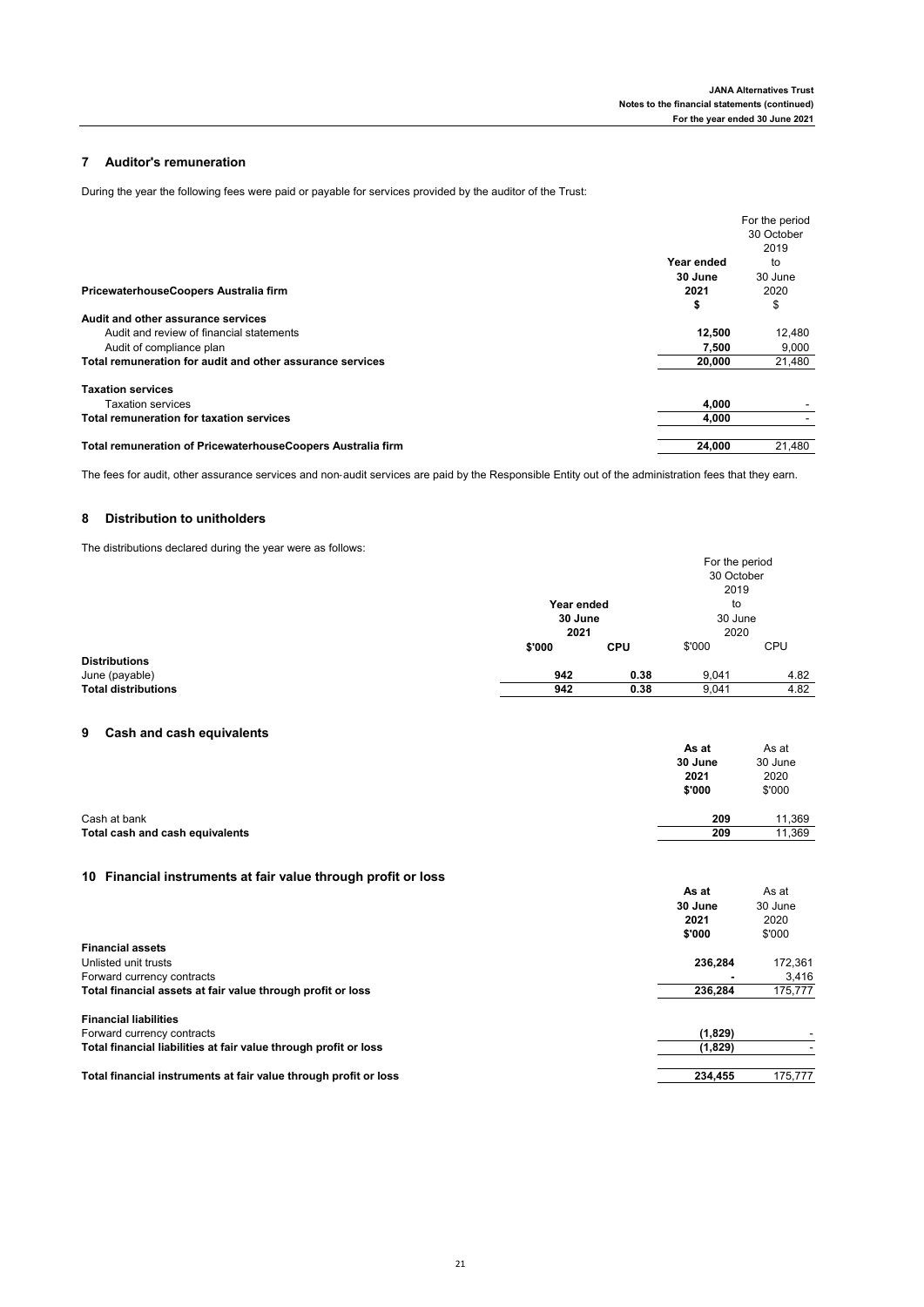## 7 Auditor's remuneration

During the year the following fees were paid or payable for services provided by the auditor of the Trust:

| PricewaterhouseCoopers Australia firm | Year ended 30 June 2021 $ | For the period 30 October 2019 to 30 June 2020 $ |
|---|---|---|
| **Audit and other assurance services** | | |
| Audit and review of financial statements | **12,500** | 12,480 |
| Audit of compliance plan | **7,500** | 9,000 |
| **Total remuneration for audit and other assurance services** | **20,000** | 21,480 |
| **Taxation services** | | |
| Taxation services | **4,000** | - |
| **Total remuneration for taxation services** | **4,000** | - |
| **Total remuneration of PricewaterhouseCoopers Australia firm** | **24,000** | 21,480 |

The fees for audit, other assurance services and non-audit services are paid by the Responsible Entity out of the administration fees that they earn.

## 8 Distribution to unitholders

The distributions declared during the year were as follows:

| | Year ended 30 June 2021 | | For the period 30 October 2019 to 30 June 2020 | |
|---|---|---|---|---|
| | **$'000** | **CPU** | $'000 | CPU |
| **Distributions** | | | | |
| June (payable) | **942** | **0.38** | 9,041 | 4.82 |
| **Total distributions** | **942** | **0.38** | 9,041 | 4.82 |

## 9 Cash and cash equivalents

| | As at 30 June 2021 $'000 | As at 30 June 2020 $'000 |
|---|---|---|
| Cash at bank | **209** | 11,369 |
| **Total cash and cash equivalents** | **209** | 11,369 |

## 10 Financial instruments at fair value through profit or loss

| | As at 30 June 2021 $'000 | As at 30 June 2020 $'000 |
|---|---|---|
| **Financial assets** | | |
| Unlisted unit trusts | **236,284** | 172,361 |
| Forward currency contracts | **-** | 3,416 |
| **Total financial assets at fair value through profit or loss** | **236,284** | 175,777 |
| **Financial liabilities** | | |
| Forward currency contracts | **(1,829)** | - |
| **Total financial liabilities at fair value through profit or loss** | **(1,829)** | - |
| **Total financial instruments at fair value through profit or loss** | **234,455** | 175,777 |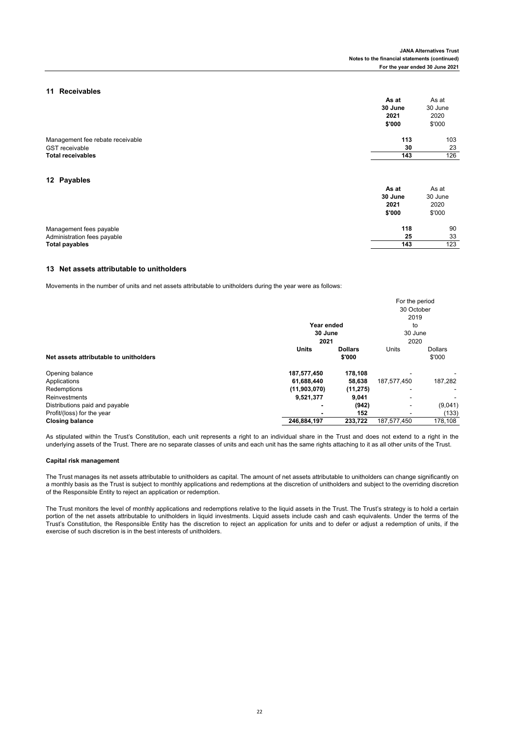## 11 Receivables

| | As at 30 June 2021 $'000 | As at 30 June 2020 $'000 |
|---|---|---|
| Management fee rebate receivable | **113** | 103 |
| GST receivable | **30** | 23 |
| **Total receivables** | **143** | 126 |

## 12 Payables

| | As at 30 June 2021 $'000 | As at 30 June 2020 $'000 |
|---|---|---|
| Management fees payable | **118** | 90 |
| Administration fees payable | **25** | 33 |
| **Total payables** | **143** | 123 |

## 13 Net assets attributable to unitholders

Movements in the number of units and net assets attributable to unitholders during the year were as follows:

| | Year ended 30 June 2021 | | For the period 30 October 2019 to 30 June 2020 | |
|---|---|---|---|---|
| **Net assets attributable to unitholders** | **Units** | **Dollars $'000** | Units | Dollars $'000 |
| Opening balance | **187,577,450** | **178,108** | - | - |
| Applications | **61,688,440** | **58,638** | 187,577,450 | 187,282 |
| Redemptions | **(11,903,070)** | **(11,275)** | - | - |
| Reinvestments | **9,521,377** | **9,041** | - | - |
| Distributions paid and payable | **-** | **(942)** | - | (9,041) |
| Profit/(loss) for the year | **-** | **152** | - | (133) |
| **Closing balance** | **246,884,197** | **233,722** | 187,577,450 | 178,108 |

As stipulated within the Trust's Constitution, each unit represents a right to an individual share in the Trust and does not extend to a right in the underlying assets of the Trust. There are no separate classes of units and each unit has the same rights attaching to it as all other units of the Trust.

**Capital risk management**

The Trust manages its net assets attributable to unitholders as capital. The amount of net assets attributable to unitholders can change significantly on a monthly basis as the Trust is subject to monthly applications and redemptions at the discretion of unitholders and subject to the overriding discretion of the Responsible Entity to reject an application or redemption.

The Trust monitors the level of monthly applications and redemptions relative to the liquid assets in the Trust. The Trust's strategy is to hold a certain portion of the net assets attributable to unitholders in liquid investments. Liquid assets include cash and cash equivalents. Under the terms of the Trust's Constitution, the Responsible Entity has the discretion to reject an application for units and to defer or adjust a redemption of units, if the exercise of such discretion is in the best interests of unitholders.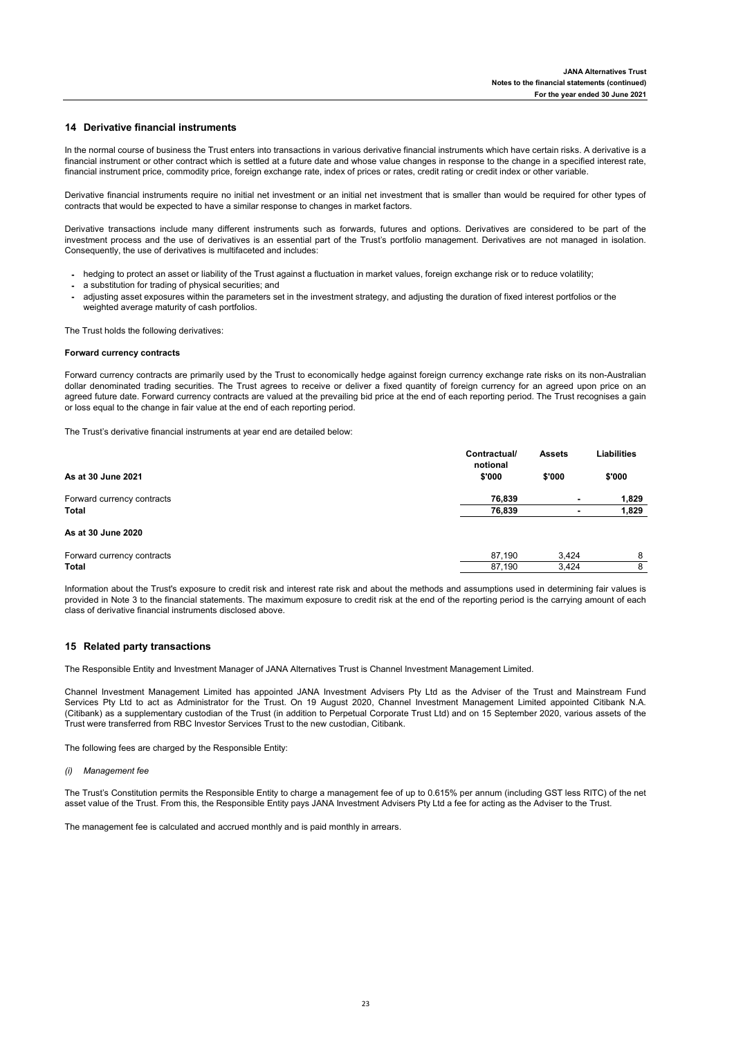## 14 Derivative financial instruments

In the normal course of business the Trust enters into transactions in various derivative financial instruments which have certain risks. A derivative is a financial instrument or other contract which is settled at a future date and whose value changes in response to the change in a specified interest rate, financial instrument price, commodity price, foreign exchange rate, index of prices or rates, credit rating or credit index or other variable.

Derivative financial instruments require no initial net investment or an initial net investment that is smaller than would be required for other types of contracts that would be expected to have a similar response to changes in market factors.

Derivative transactions include many different instruments such as forwards, futures and options. Derivatives are considered to be part of the investment process and the use of derivatives is an essential part of the Trust's portfolio management. Derivatives are not managed in isolation. Consequently, the use of derivatives is multifaceted and includes:

- hedging to protect an asset or liability of the Trust against a fluctuation in market values, foreign exchange risk or to reduce volatility;
- a substitution for trading of physical securities; and
- adjusting asset exposures within the parameters set in the investment strategy, and adjusting the duration of fixed interest portfolios or the weighted average maturity of cash portfolios.

The Trust holds the following derivatives:

**Forward currency contracts**

Forward currency contracts are primarily used by the Trust to economically hedge against foreign currency exchange rate risks on its non-Australian dollar denominated trading securities. The Trust agrees to receive or deliver a fixed quantity of foreign currency for an agreed upon price on an agreed future date. Forward currency contracts are valued at the prevailing bid price at the end of each reporting period. The Trust recognises a gain or loss equal to the change in fair value at the end of each reporting period.

The Trust's derivative financial instruments at year end are detailed below:

| | Contractual/ notional | Assets | Liabilities |
|---|---|---|---|
| **As at 30 June 2021** | **\$'000** | **\$'000** | **\$'000** |
| Forward currency contracts | **76,839** | **-** | **1,829** |
| **Total** | **76,839** | **-** | **1,829** |
| **As at 30 June 2020** | | | |
| Forward currency contracts | 87,190 | 3,424 | 8 |
| **Total** | 87,190 | 3,424 | 8 |

Information about the Trust's exposure to credit risk and interest rate risk and about the methods and assumptions used in determining fair values is provided in Note 3 to the financial statements. The maximum exposure to credit risk at the end of the reporting period is the carrying amount of each class of derivative financial instruments disclosed above.

## 15 Related party transactions

The Responsible Entity and Investment Manager of JANA Alternatives Trust is Channel Investment Management Limited.

Channel Investment Management Limited has appointed JANA Investment Advisers Pty Ltd as the Adviser of the Trust and Mainstream Fund Services Pty Ltd to act as Administrator for the Trust. On 19 August 2020, Channel Investment Management Limited appointed Citibank N.A. (Citibank) as a supplementary custodian of the Trust (in addition to Perpetual Corporate Trust Ltd) and on 15 September 2020, various assets of the Trust were transferred from RBC Investor Services Trust to the new custodian, Citibank.

The following fees are charged by the Responsible Entity:

*(i) Management fee*

The Trust's Constitution permits the Responsible Entity to charge a management fee of up to 0.615% per annum (including GST less RITC) of the net asset value of the Trust. From this, the Responsible Entity pays JANA Investment Advisers Pty Ltd a fee for acting as the Adviser to the Trust.

The management fee is calculated and accrued monthly and is paid monthly in arrears.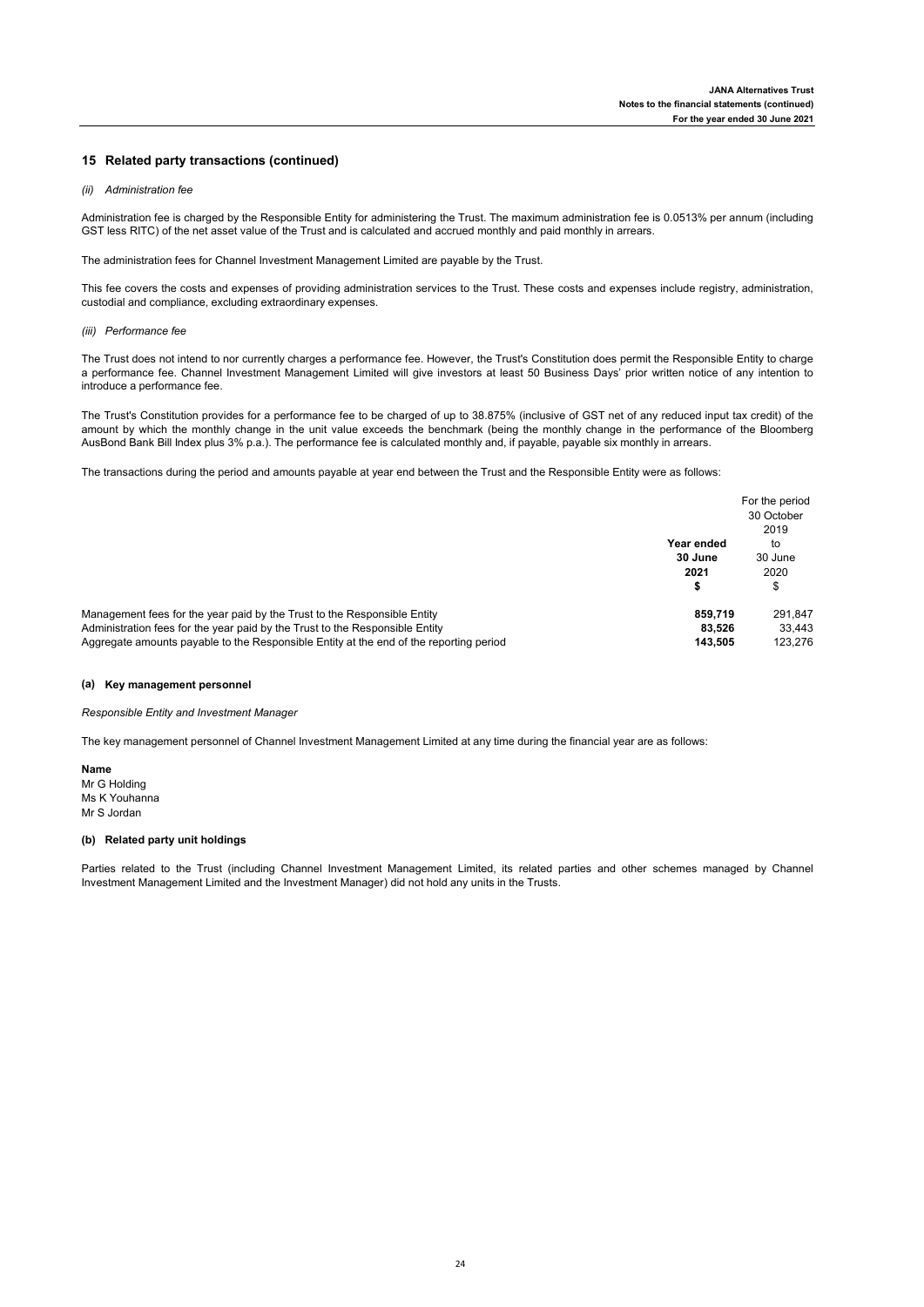## 15 Related party transactions (continued)

*(ii) Administration fee*

Administration fee is charged by the Responsible Entity for administering the Trust. The maximum administration fee is 0.0513% per annum (including GST less RITC) of the net asset value of the Trust and is calculated and accrued monthly and paid monthly in arrears.

The administration fees for Channel Investment Management Limited are payable by the Trust.

This fee covers the costs and expenses of providing administration services to the Trust. These costs and expenses include registry, administration, custodial and compliance, excluding extraordinary expenses.

*(iii) Performance fee*

The Trust does not intend to nor currently charges a performance fee. However, the Trust's Constitution does permit the Responsible Entity to charge a performance fee. Channel Investment Management Limited will give investors at least 50 Business Days' prior written notice of any intention to introduce a performance fee.

The Trust's Constitution provides for a performance fee to be charged of up to 38.875% (inclusive of GST net of any reduced input tax credit) of the amount by which the monthly change in the unit value exceeds the benchmark (being the monthly change in the performance of the Bloomberg AusBond Bank Bill Index plus 3% p.a.). The performance fee is calculated monthly and, if payable, payable six monthly in arrears.

The transactions during the period and amounts payable at year end between the Trust and the Responsible Entity were as follows:

| | **Year ended 30 June 2021 $** | For the period 30 October 2019 to 30 June 2020 $ |
|---|---|---|
| Management fees for the year paid by the Trust to the Responsible Entity | **859,719** | 291,847 |
| Administration fees for the year paid by the Trust to the Responsible Entity | **83,526** | 33,443 |
| Aggregate amounts payable to the Responsible Entity at the end of the reporting period | **143,505** | 123,276 |

### (a) Key management personnel

*Responsible Entity and Investment Manager*

The key management personnel of Channel Investment Management Limited at any time during the financial year are as follows:

**Name**
Mr G Holding
Ms K Youhanna
Mr S Jordan

### (b) Related party unit holdings

Parties related to the Trust (including Channel Investment Management Limited, its related parties and other schemes managed by Channel Investment Management Limited and the Investment Manager) did not hold any units in the Trusts.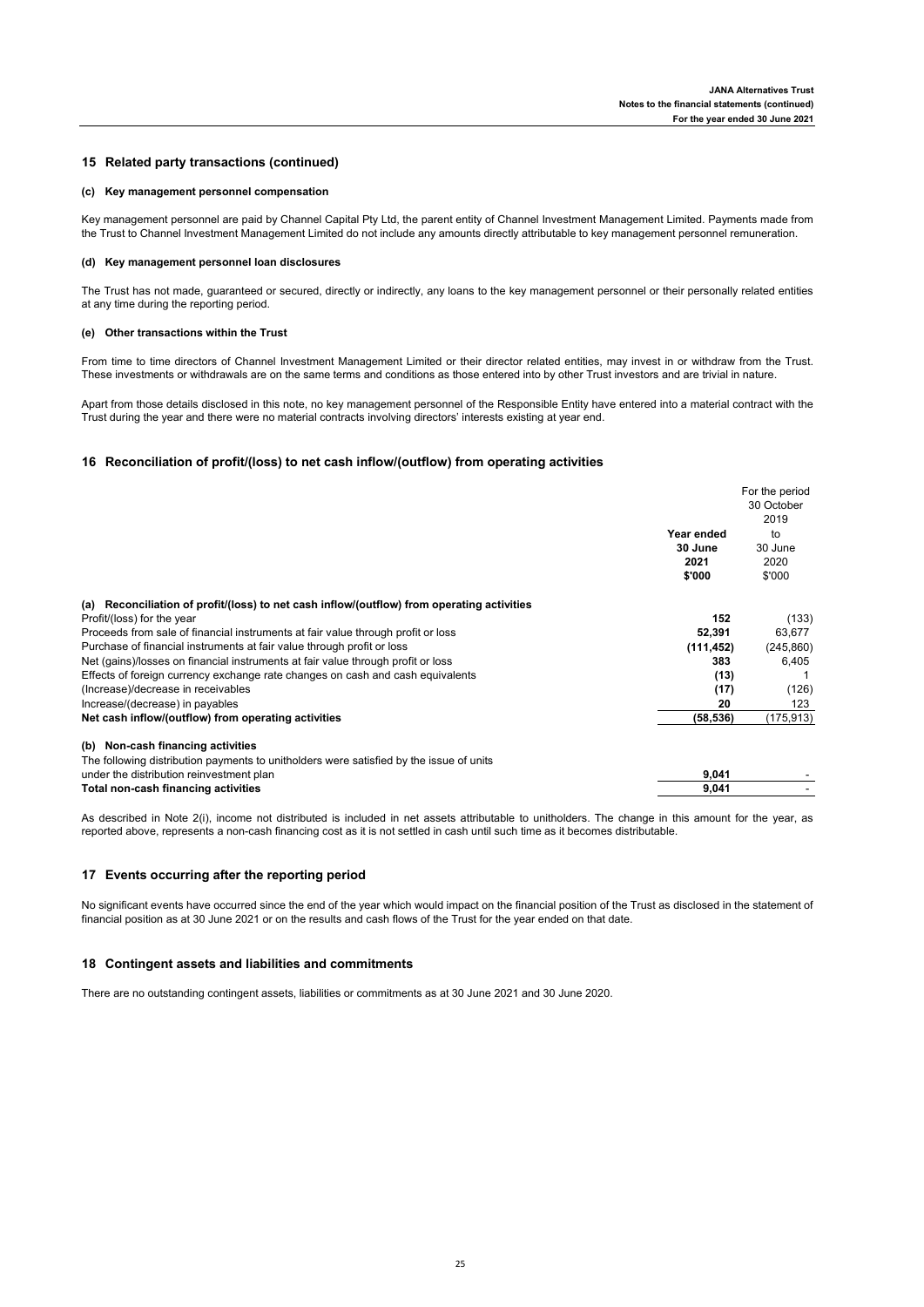## 15 Related party transactions (continued)

### (c) Key management personnel compensation

Key management personnel are paid by Channel Capital Pty Ltd, the parent entity of Channel Investment Management Limited. Payments made from the Trust to Channel Investment Management Limited do not include any amounts directly attributable to key management personnel remuneration.

### (d) Key management personnel loan disclosures

The Trust has not made, guaranteed or secured, directly or indirectly, any loans to the key management personnel or their personally related entities at any time during the reporting period.

### (e) Other transactions within the Trust

From time to time directors of Channel Investment Management Limited or their director related entities, may invest in or withdraw from the Trust. These investments or withdrawals are on the same terms and conditions as those entered into by other Trust investors and are trivial in nature.

Apart from those details disclosed in this note, no key management personnel of the Responsible Entity have entered into a material contract with the Trust during the year and there were no material contracts involving directors' interests existing at year end.

## 16 Reconciliation of profit/(loss) to net cash inflow/(outflow) from operating activities

| | Year ended 30 June 2021 $'000 | For the period 30 October 2019 to 30 June 2020 $'000 |
|---|---|---|
| **(a) Reconciliation of profit/(loss) to net cash inflow/(outflow) from operating activities** | | |
| Profit/(loss) for the year | **152** | (133) |
| Proceeds from sale of financial instruments at fair value through profit or loss | **52,391** | 63,677 |
| Purchase of financial instruments at fair value through profit or loss | **(111,452)** | (245,860) |
| Net (gains)/losses on financial instruments at fair value through profit or loss | **383** | 6,405 |
| Effects of foreign currency exchange rate changes on cash and cash equivalents | **(13)** | 1 |
| (Increase)/decrease in receivables | **(17)** | (126) |
| Increase/(decrease) in payables | **20** | 123 |
| **Net cash inflow/(outflow) from operating activities** | **(58,536)** | (175,913) |
| **(b) Non-cash financing activities** | | |
| The following distribution payments to unitholders were satisfied by the issue of units under the distribution reinvestment plan | **9,041** | - |
| **Total non-cash financing activities** | **9,041** | - |

As described in Note 2(i), income not distributed is included in net assets attributable to unitholders. The change in this amount for the year, as reported above, represents a non-cash financing cost as it is not settled in cash until such time as it becomes distributable.

## 17 Events occurring after the reporting period

No significant events have occurred since the end of the year which would impact on the financial position of the Trust as disclosed in the statement of financial position as at 30 June 2021 or on the results and cash flows of the Trust for the year ended on that date.

## 18 Contingent assets and liabilities and commitments

There are no outstanding contingent assets, liabilities or commitments as at 30 June 2021 and 30 June 2020.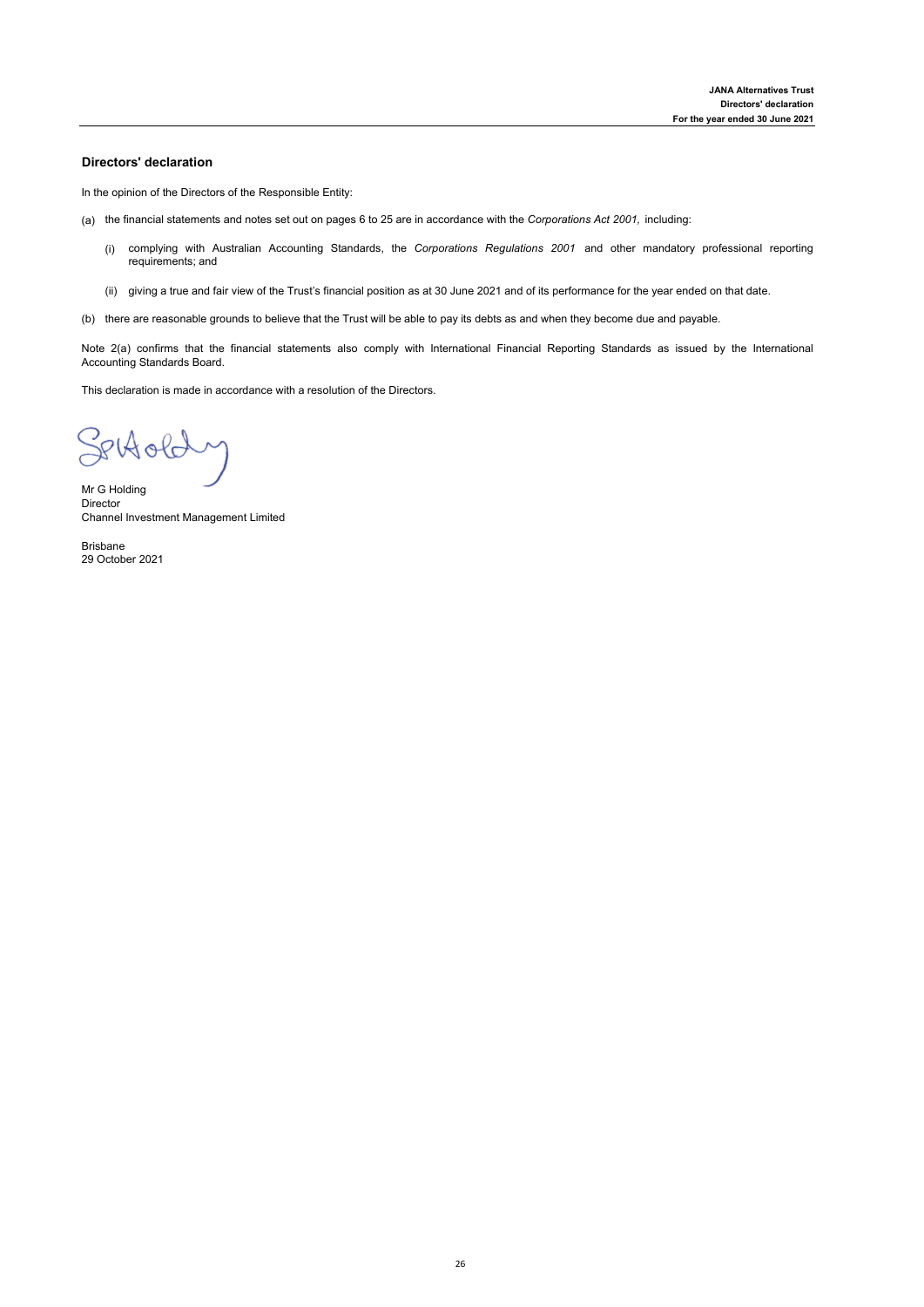## Directors' declaration

In the opinion of the Directors of the Responsible Entity:

(a) the financial statements and notes set out on pages 6 to 25 are in accordance with the *Corporations Act 2001,* including:

  (i) complying with Australian Accounting Standards, the *Corporations Regulations 2001* and other mandatory professional reporting requirements; and

  (ii) giving a true and fair view of the Trust's financial position as at 30 June 2021 and of its performance for the year ended on that date.

(b) there are reasonable grounds to believe that the Trust will be able to pay its debts as and when they become due and payable.

Note 2(a) confirms that the financial statements also comply with International Financial Reporting Standards as issued by the International Accounting Standards Board.

This declaration is made in accordance with a resolution of the Directors.

Mr G Holding
Director
Channel Investment Management Limited

Brisbane
29 October 2021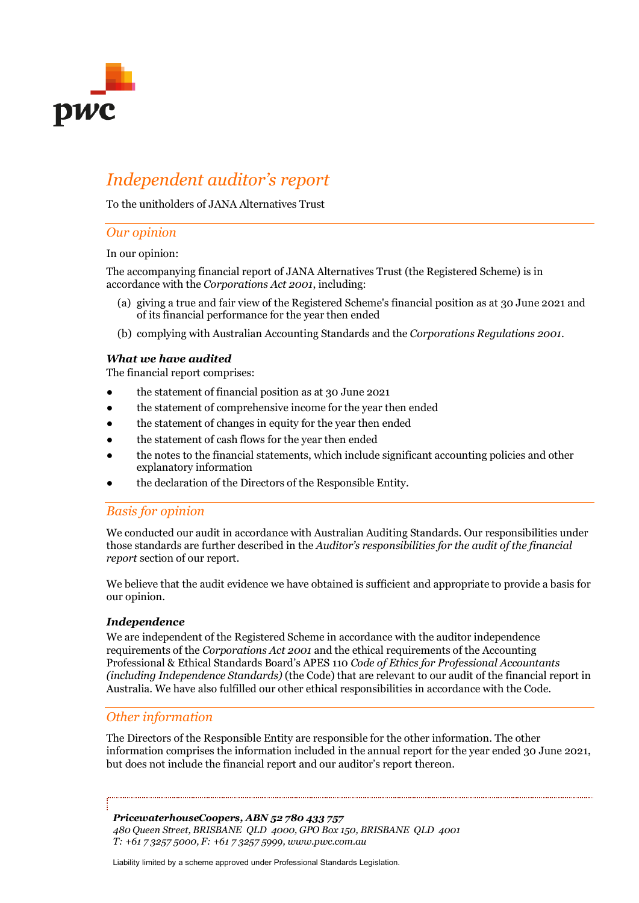# *Independent auditor's report*

To the unitholders of JANA Alternatives Trust

## *Our opinion*

In our opinion:

The accompanying financial report of JANA Alternatives Trust (the Registered Scheme) is in accordance with the *Corporations Act 2001*, including:

(a) giving a true and fair view of the Registered Scheme's financial position as at 30 June 2021 and of its financial performance for the year then ended

(b) complying with Australian Accounting Standards and the *Corporations Regulations 2001*.

***What we have audited***

The financial report comprises:

- the statement of financial position as at 30 June 2021
- the statement of comprehensive income for the year then ended
- the statement of changes in equity for the year then ended
- the statement of cash flows for the year then ended
- the notes to the financial statements, which include significant accounting policies and other explanatory information
- the declaration of the Directors of the Responsible Entity.

## *Basis for opinion*

We conducted our audit in accordance with Australian Auditing Standards. Our responsibilities under those standards are further described in the *Auditor's responsibilities for the audit of the financial report* section of our report.

We believe that the audit evidence we have obtained is sufficient and appropriate to provide a basis for our opinion.

***Independence***

We are independent of the Registered Scheme in accordance with the auditor independence requirements of the *Corporations Act 2001* and the ethical requirements of the Accounting Professional & Ethical Standards Board's APES 110 *Code of Ethics for Professional Accountants (including Independence Standards)* (the Code) that are relevant to our audit of the financial report in Australia. We have also fulfilled our other ethical responsibilities in accordance with the Code.

## *Other information*

The Directors of the Responsible Entity are responsible for the other information. The other information comprises the information included in the annual report for the year ended 30 June 2021, but does not include the financial report and our auditor's report thereon.

***PricewaterhouseCoopers, ABN 52 780 433 757***
*480 Queen Street, BRISBANE QLD 4000, GPO Box 150, BRISBANE QLD 4001*
*T: +61 7 3257 5000, F: +61 7 3257 5999, www.pwc.com.au*

Liability limited by a scheme approved under Professional Standards Legislation.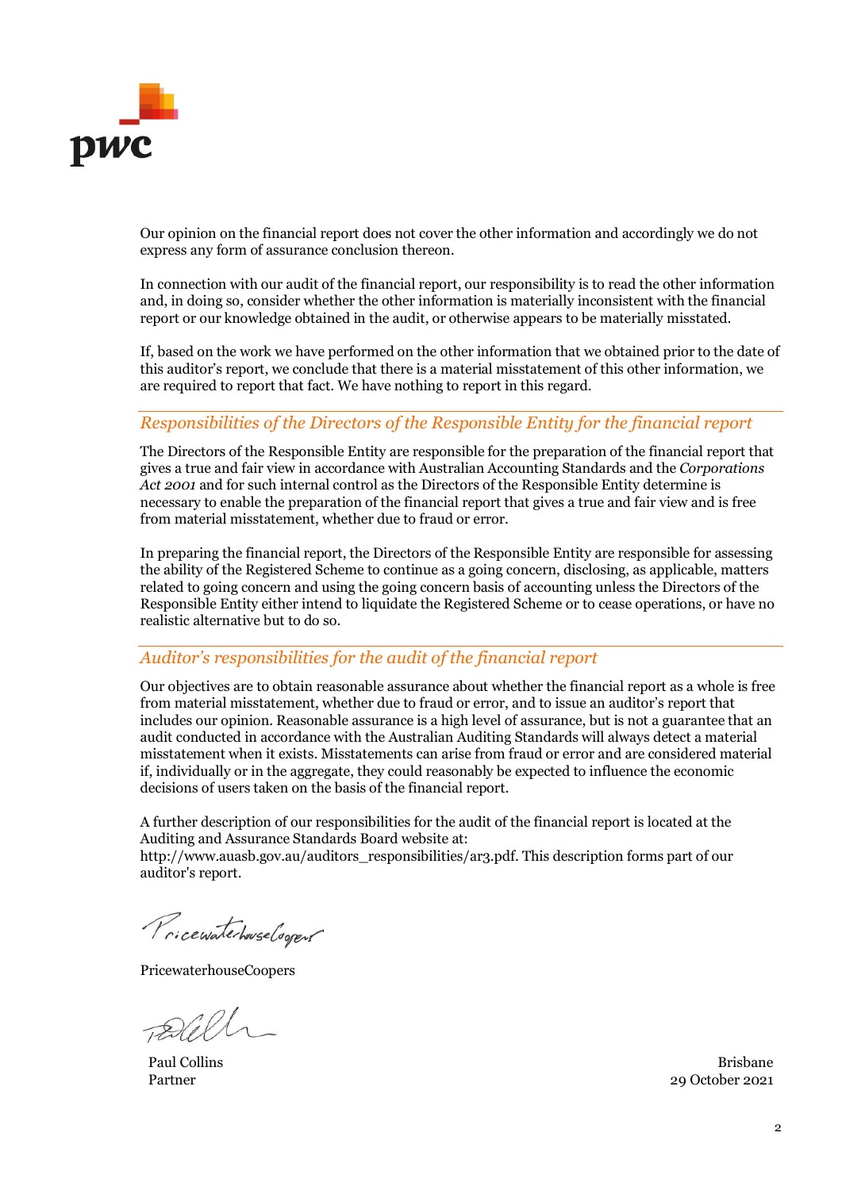Our opinion on the financial report does not cover the other information and accordingly we do not express any form of assurance conclusion thereon.

In connection with our audit of the financial report, our responsibility is to read the other information and, in doing so, consider whether the other information is materially inconsistent with the financial report or our knowledge obtained in the audit, or otherwise appears to be materially misstated.

If, based on the work we have performed on the other information that we obtained prior to the date of this auditor's report, we conclude that there is a material misstatement of this other information, we are required to report that fact. We have nothing to report in this regard.

## *Responsibilities of the Directors of the Responsible Entity for the financial report*

The Directors of the Responsible Entity are responsible for the preparation of the financial report that gives a true and fair view in accordance with Australian Accounting Standards and the *Corporations Act 2001* and for such internal control as the Directors of the Responsible Entity determine is necessary to enable the preparation of the financial report that gives a true and fair view and is free from material misstatement, whether due to fraud or error.

In preparing the financial report, the Directors of the Responsible Entity are responsible for assessing the ability of the Registered Scheme to continue as a going concern, disclosing, as applicable, matters related to going concern and using the going concern basis of accounting unless the Directors of the Responsible Entity either intend to liquidate the Registered Scheme or to cease operations, or have no realistic alternative but to do so.

## *Auditor's responsibilities for the audit of the financial report*

Our objectives are to obtain reasonable assurance about whether the financial report as a whole is free from material misstatement, whether due to fraud or error, and to issue an auditor's report that includes our opinion. Reasonable assurance is a high level of assurance, but is not a guarantee that an audit conducted in accordance with the Australian Auditing Standards will always detect a material misstatement when it exists. Misstatements can arise from fraud or error and are considered material if, individually or in the aggregate, they could reasonably be expected to influence the economic decisions of users taken on the basis of the financial report.

A further description of our responsibilities for the audit of the financial report is located at the Auditing and Assurance Standards Board website at: http://www.auasb.gov.au/auditors_responsibilities/ar3.pdf. This description forms part of our auditor's report.

PricewaterhouseCoopers

PricewaterhouseCoopers

Paul Collins
Partner

Brisbane
29 October 2021